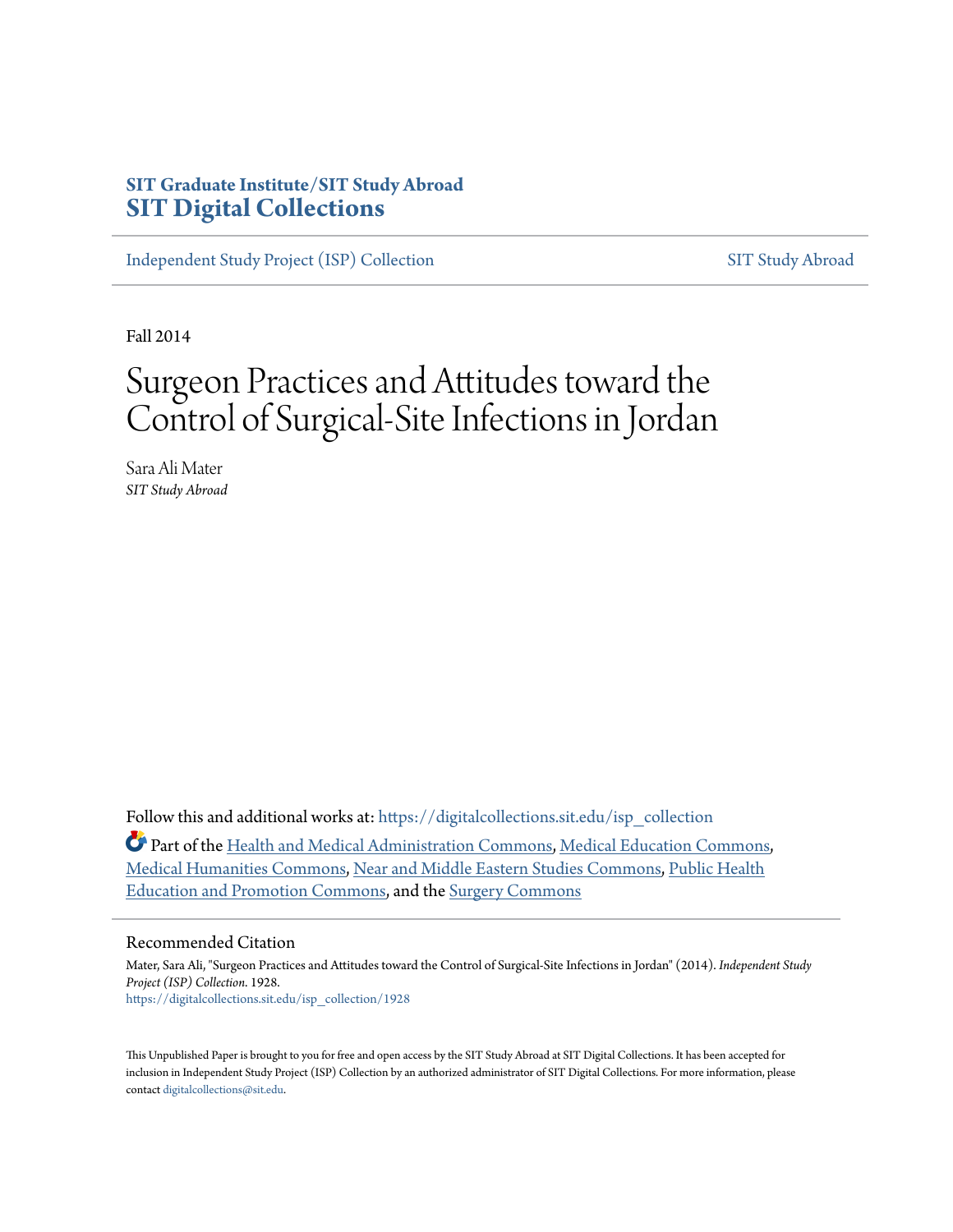SIT Graduate Institute/SIT Study Abroad

**SIT Digital Collections**

Independent Study Project (ISP) Collection

SIT Study Abroad

Fall 2014

# Surgeon Practices and Attitudes toward the Control of Surgical-Site Infections in Jordan

Sara Ali Mater

*SIT Study Abroad*

Follow this and additional works at: https://digitalcollections.sit.edu/isp_collection

Part of the Health and Medical Administration Commons, Medical Education Commons, Medical Humanities Commons, Near and Middle Eastern Studies Commons, Public Health Education and Promotion Commons, and the Surgery Commons

## Recommended Citation

Mater, Sara Ali, "Surgeon Practices and Attitudes toward the Control of Surgical-Site Infections in Jordan" (2014). *Independent Study Project (ISP) Collection*. 1928.
https://digitalcollections.sit.edu/isp_collection/1928

This Unpublished Paper is brought to you for free and open access by the SIT Study Abroad at SIT Digital Collections. It has been accepted for inclusion in Independent Study Project (ISP) Collection by an authorized administrator of SIT Digital Collections. For more information, please contact digitalcollections@sit.edu.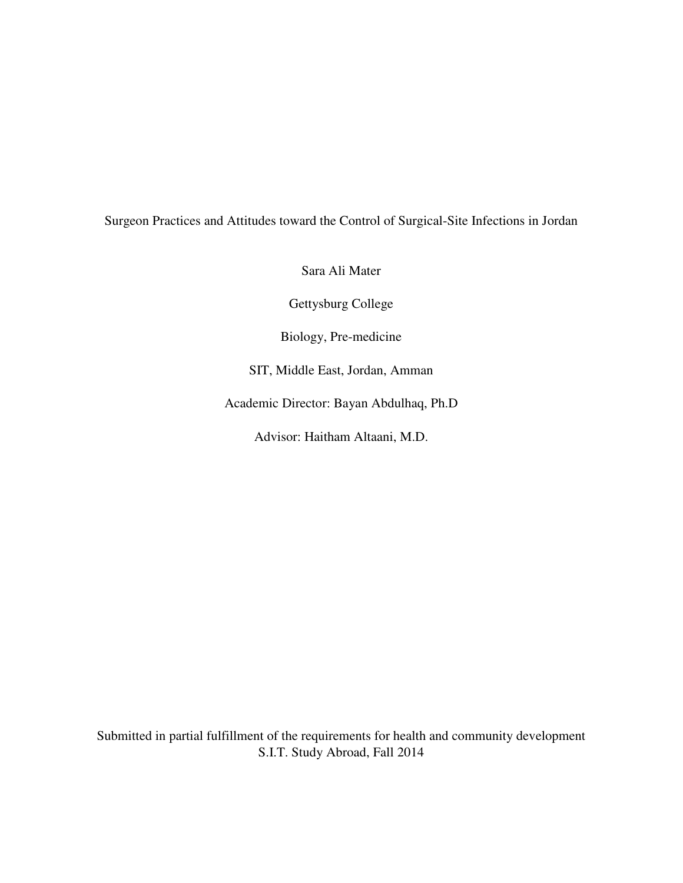# Surgeon Practices and Attitudes toward the Control of Surgical-Site Infections in Jordan

Sara Ali Mater

Gettysburg College

Biology, Pre-medicine

SIT, Middle East, Jordan, Amman

Academic Director: Bayan Abdulhaq, Ph.D

Advisor: Haitham Altaani, M.D.

Submitted in partial fulfillment of the requirements for health and community development
S.I.T. Study Abroad, Fall 2014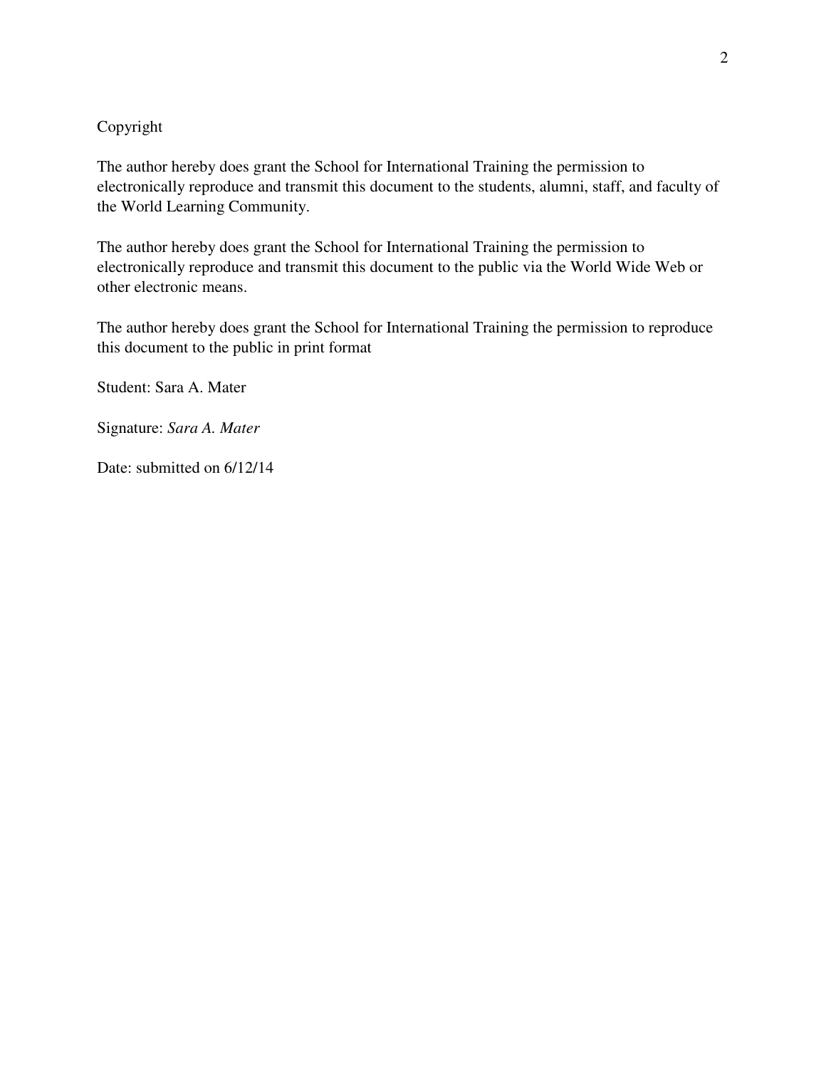Copyright

The author hereby does grant the School for International Training the permission to electronically reproduce and transmit this document to the students, alumni, staff, and faculty of the World Learning Community.

The author hereby does grant the School for International Training the permission to electronically reproduce and transmit this document to the public via the World Wide Web or other electronic means.

The author hereby does grant the School for International Training the permission to reproduce this document to the public in print format

Student: Sara A. Mater

Signature: *Sara A. Mater*

Date: submitted on 6/12/14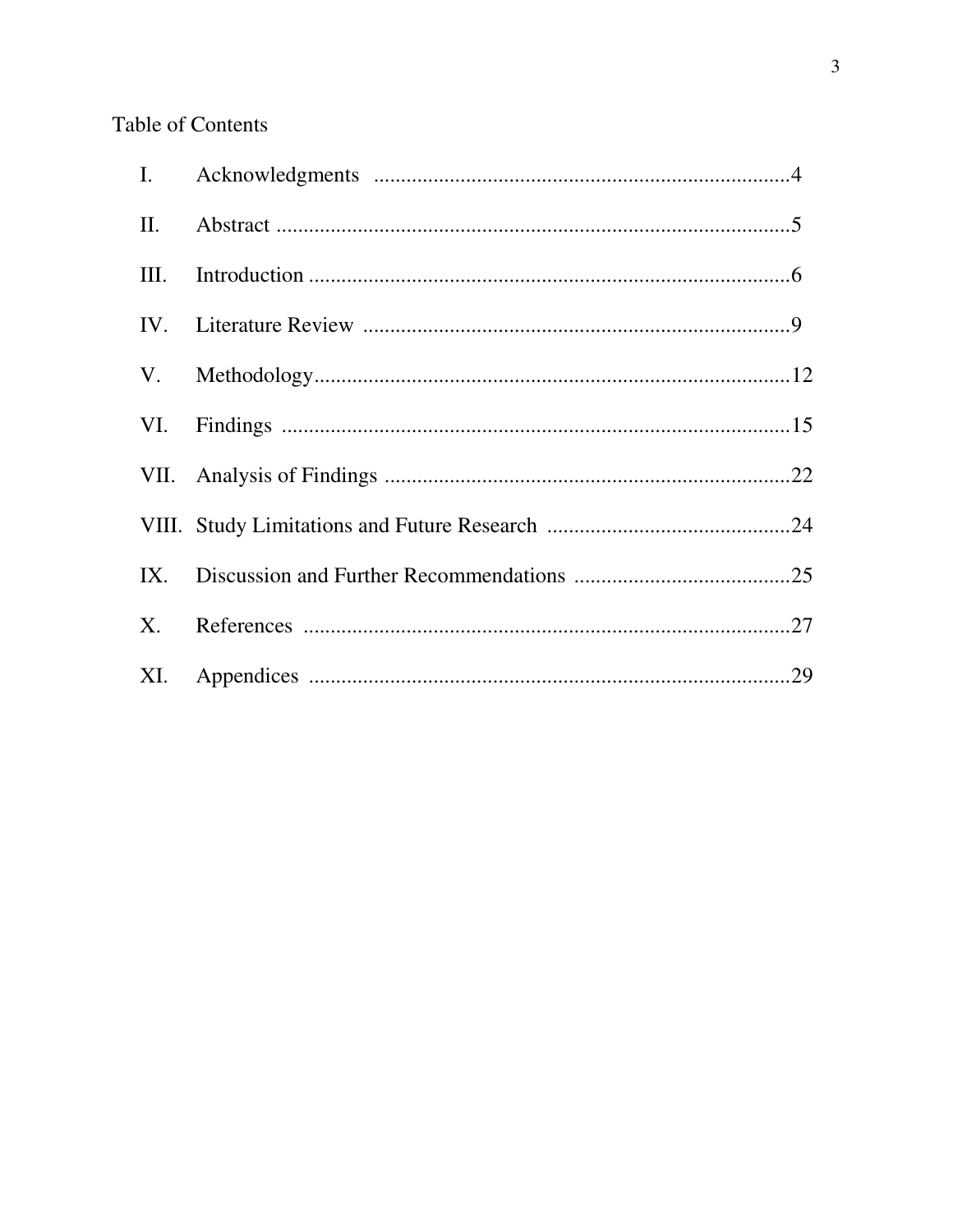# Table of Contents

I. Acknowledgments ............................................................................4

II. Abstract ...............................................................................................5

III. Introduction .........................................................................................6

IV. Literature Review ...............................................................................9

V. Methodology.......................................................................................12

VI. Findings .............................................................................................15

VII. Analysis of Findings ..........................................................................22

VIII. Study Limitations and Future Research .............................................24

IX. Discussion and Further Recommendations ........................................25

X. References ..........................................................................................27

XI. Appendices .........................................................................................29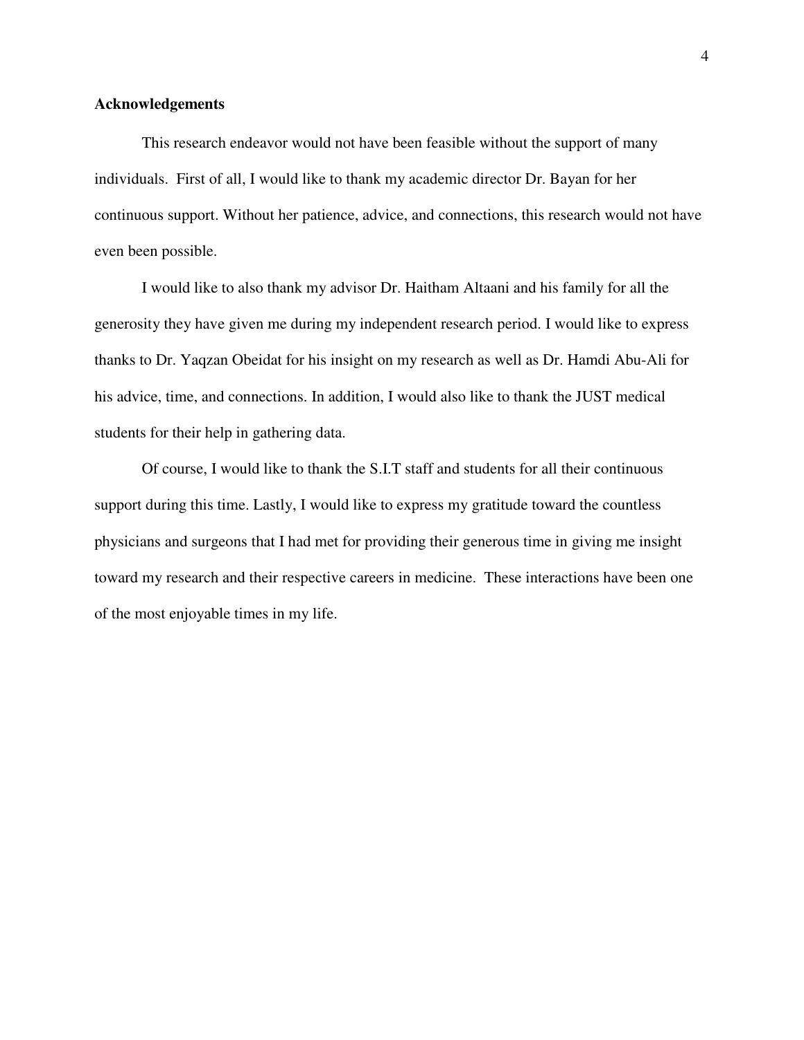## Acknowledgements

This research endeavor would not have been feasible without the support of many individuals. First of all, I would like to thank my academic director Dr. Bayan for her continuous support. Without her patience, advice, and connections, this research would not have even been possible.

I would like to also thank my advisor Dr. Haitham Altaani and his family for all the generosity they have given me during my independent research period. I would like to express thanks to Dr. Yaqzan Obeidat for his insight on my research as well as Dr. Hamdi Abu-Ali for his advice, time, and connections. In addition, I would also like to thank the JUST medical students for their help in gathering data.

Of course, I would like to thank the S.I.T staff and students for all their continuous support during this time. Lastly, I would like to express my gratitude toward the countless physicians and surgeons that I had met for providing their generous time in giving me insight toward my research and their respective careers in medicine. These interactions have been one of the most enjoyable times in my life.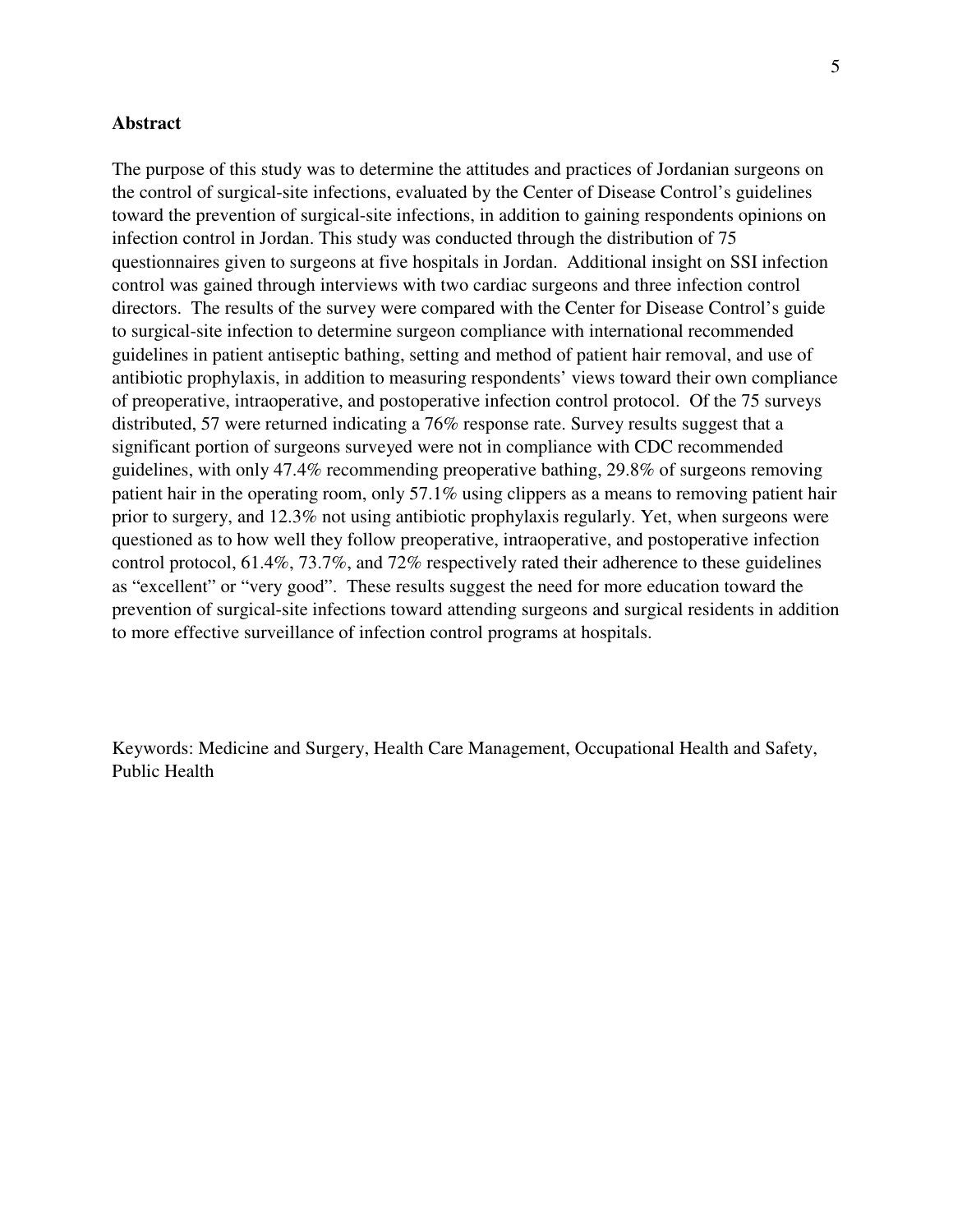## Abstract

The purpose of this study was to determine the attitudes and practices of Jordanian surgeons on the control of surgical-site infections, evaluated by the Center of Disease Control's guidelines toward the prevention of surgical-site infections, in addition to gaining respondents opinions on infection control in Jordan. This study was conducted through the distribution of 75 questionnaires given to surgeons at five hospitals in Jordan. Additional insight on SSI infection control was gained through interviews with two cardiac surgeons and three infection control directors. The results of the survey were compared with the Center for Disease Control's guide to surgical-site infection to determine surgeon compliance with international recommended guidelines in patient antiseptic bathing, setting and method of patient hair removal, and use of antibiotic prophylaxis, in addition to measuring respondents' views toward their own compliance of preoperative, intraoperative, and postoperative infection control protocol. Of the 75 surveys distributed, 57 were returned indicating a 76% response rate. Survey results suggest that a significant portion of surgeons surveyed were not in compliance with CDC recommended guidelines, with only 47.4% recommending preoperative bathing, 29.8% of surgeons removing patient hair in the operating room, only 57.1% using clippers as a means to removing patient hair prior to surgery, and 12.3% not using antibiotic prophylaxis regularly. Yet, when surgeons were questioned as to how well they follow preoperative, intraoperative, and postoperative infection control protocol, 61.4%, 73.7%, and 72% respectively rated their adherence to these guidelines as "excellent" or "very good". These results suggest the need for more education toward the prevention of surgical-site infections toward attending surgeons and surgical residents in addition to more effective surveillance of infection control programs at hospitals.

Keywords: Medicine and Surgery, Health Care Management, Occupational Health and Safety, Public Health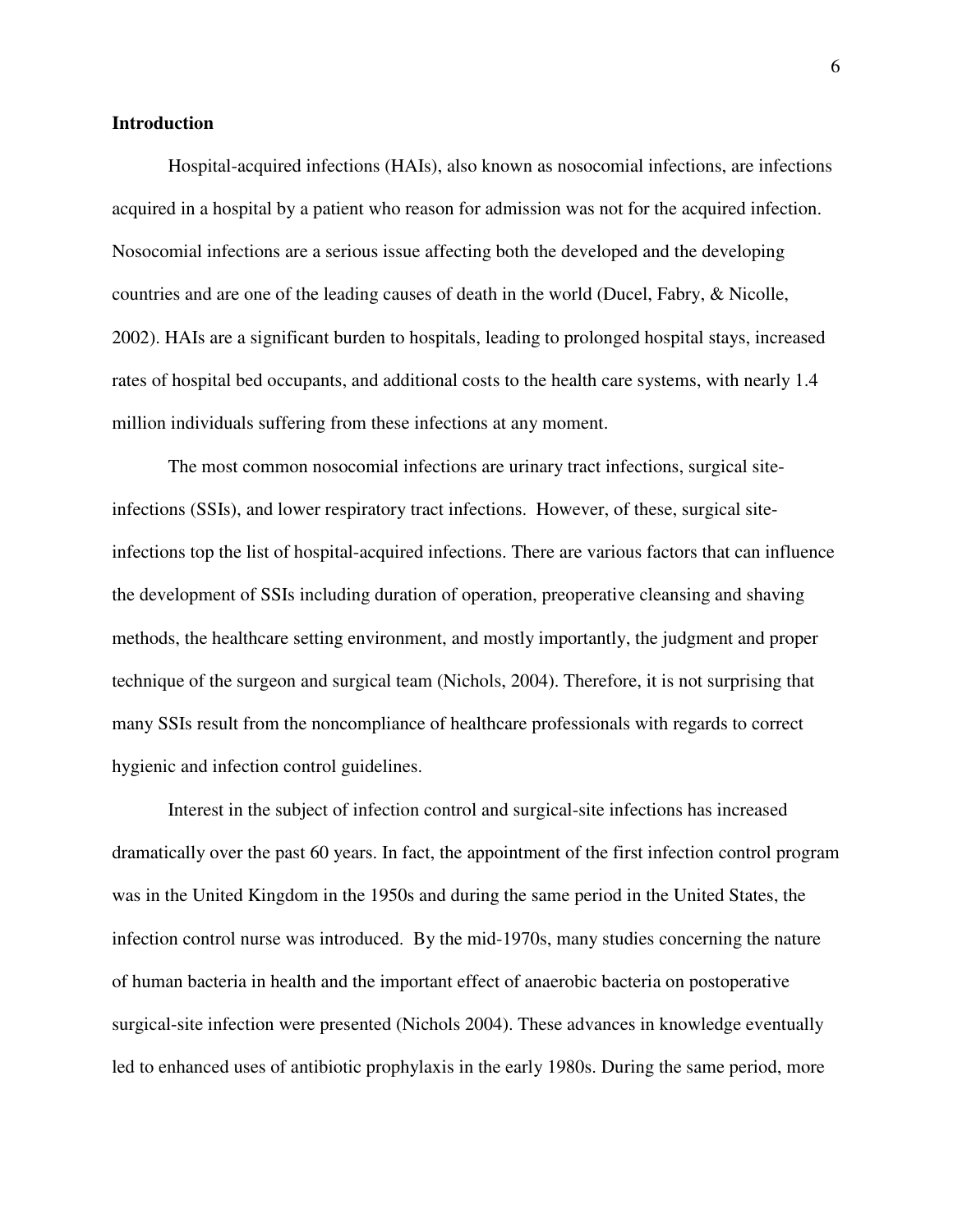**Introduction**

Hospital-acquired infections (HAIs), also known as nosocomial infections, are infections acquired in a hospital by a patient who reason for admission was not for the acquired infection. Nosocomial infections are a serious issue affecting both the developed and the developing countries and are one of the leading causes of death in the world (Ducel, Fabry, & Nicolle, 2002). HAIs are a significant burden to hospitals, leading to prolonged hospital stays, increased rates of hospital bed occupants, and additional costs to the health care systems, with nearly 1.4 million individuals suffering from these infections at any moment.

The most common nosocomial infections are urinary tract infections, surgical site-infections (SSIs), and lower respiratory tract infections. However, of these, surgical site-infections top the list of hospital-acquired infections. There are various factors that can influence the development of SSIs including duration of operation, preoperative cleansing and shaving methods, the healthcare setting environment, and mostly importantly, the judgment and proper technique of the surgeon and surgical team (Nichols, 2004). Therefore, it is not surprising that many SSIs result from the noncompliance of healthcare professionals with regards to correct hygienic and infection control guidelines.

Interest in the subject of infection control and surgical-site infections has increased dramatically over the past 60 years. In fact, the appointment of the first infection control program was in the United Kingdom in the 1950s and during the same period in the United States, the infection control nurse was introduced. By the mid-1970s, many studies concerning the nature of human bacteria in health and the important effect of anaerobic bacteria on postoperative surgical-site infection were presented (Nichols 2004). These advances in knowledge eventually led to enhanced uses of antibiotic prophylaxis in the early 1980s. During the same period, more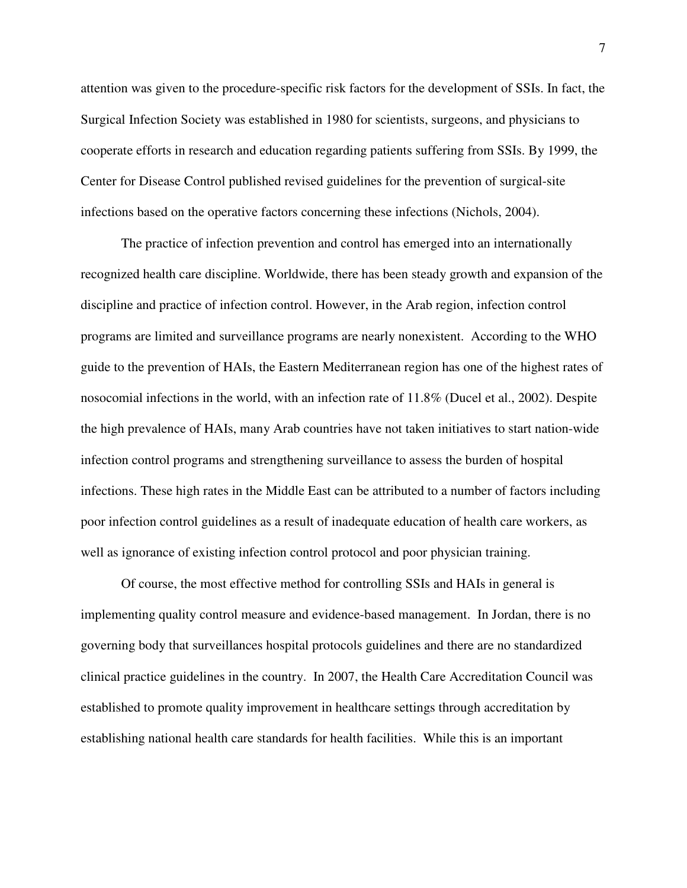attention was given to the procedure-specific risk factors for the development of SSIs. In fact, the Surgical Infection Society was established in 1980 for scientists, surgeons, and physicians to cooperate efforts in research and education regarding patients suffering from SSIs. By 1999, the Center for Disease Control published revised guidelines for the prevention of surgical-site infections based on the operative factors concerning these infections (Nichols, 2004).

The practice of infection prevention and control has emerged into an internationally recognized health care discipline. Worldwide, there has been steady growth and expansion of the discipline and practice of infection control. However, in the Arab region, infection control programs are limited and surveillance programs are nearly nonexistent. According to the WHO guide to the prevention of HAIs, the Eastern Mediterranean region has one of the highest rates of nosocomial infections in the world, with an infection rate of 11.8% (Ducel et al., 2002). Despite the high prevalence of HAIs, many Arab countries have not taken initiatives to start nation-wide infection control programs and strengthening surveillance to assess the burden of hospital infections. These high rates in the Middle East can be attributed to a number of factors including poor infection control guidelines as a result of inadequate education of health care workers, as well as ignorance of existing infection control protocol and poor physician training.

Of course, the most effective method for controlling SSIs and HAIs in general is implementing quality control measure and evidence-based management. In Jordan, there is no governing body that surveillances hospital protocols guidelines and there are no standardized clinical practice guidelines in the country. In 2007, the Health Care Accreditation Council was established to promote quality improvement in healthcare settings through accreditation by establishing national health care standards for health facilities. While this is an important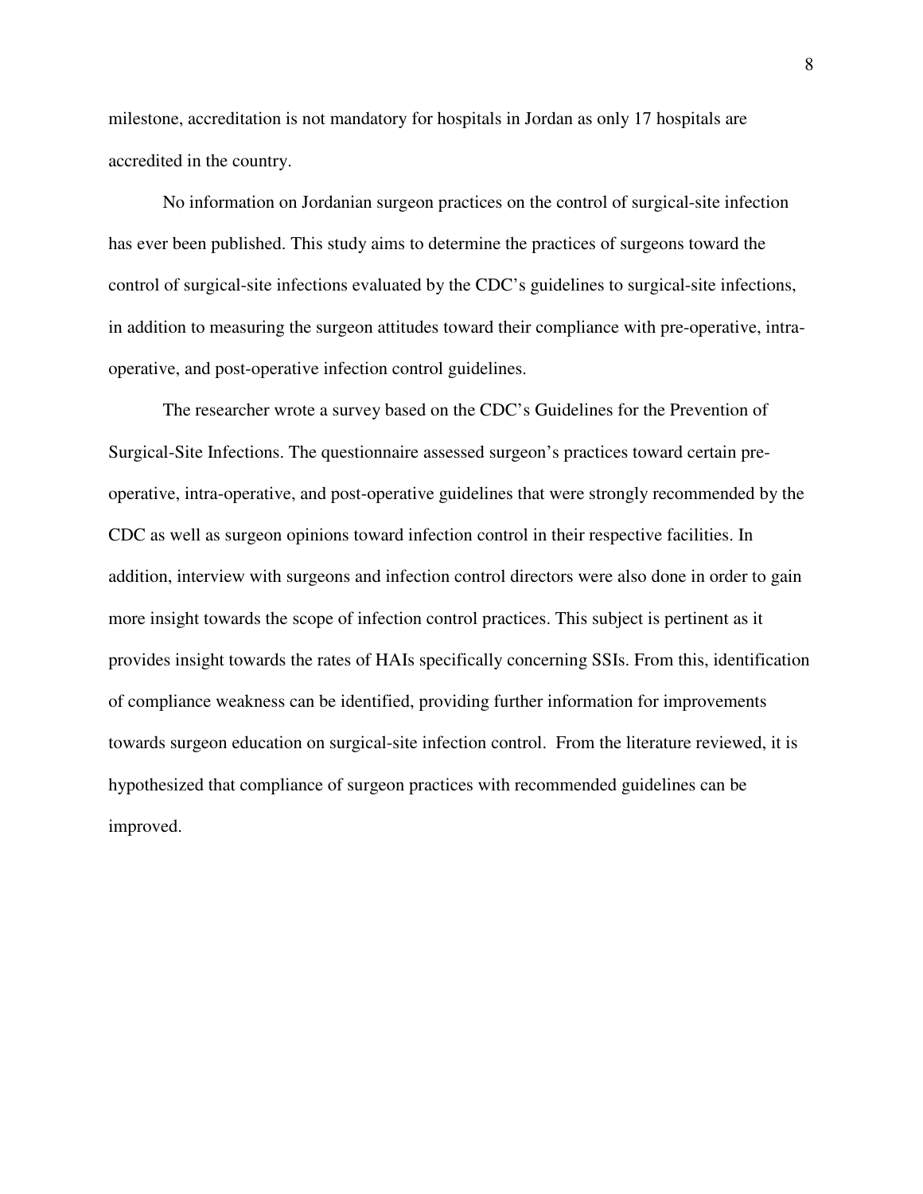milestone, accreditation is not mandatory for hospitals in Jordan as only 17 hospitals are accredited in the country.

No information on Jordanian surgeon practices on the control of surgical-site infection has ever been published. This study aims to determine the practices of surgeons toward the control of surgical-site infections evaluated by the CDC's guidelines to surgical-site infections, in addition to measuring the surgeon attitudes toward their compliance with pre-operative, intra-operative, and post-operative infection control guidelines.

The researcher wrote a survey based on the CDC's Guidelines for the Prevention of Surgical-Site Infections. The questionnaire assessed surgeon's practices toward certain pre-operative, intra-operative, and post-operative guidelines that were strongly recommended by the CDC as well as surgeon opinions toward infection control in their respective facilities. In addition, interview with surgeons and infection control directors were also done in order to gain more insight towards the scope of infection control practices. This subject is pertinent as it provides insight towards the rates of HAIs specifically concerning SSIs. From this, identification of compliance weakness can be identified, providing further information for improvements towards surgeon education on surgical-site infection control. From the literature reviewed, it is hypothesized that compliance of surgeon practices with recommended guidelines can be improved.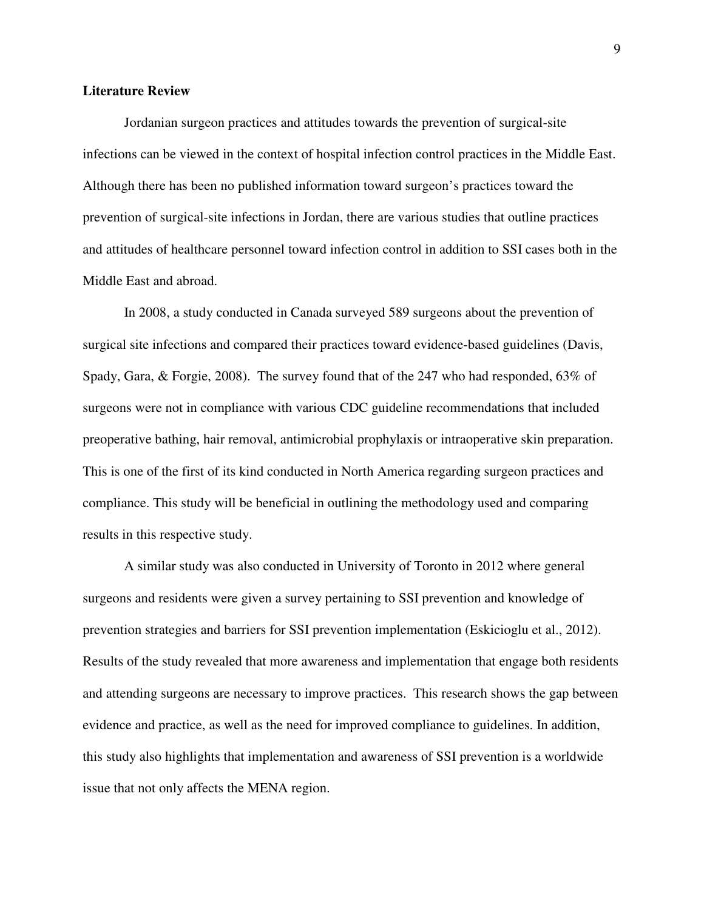**Literature Review**

Jordanian surgeon practices and attitudes towards the prevention of surgical-site infections can be viewed in the context of hospital infection control practices in the Middle East. Although there has been no published information toward surgeon's practices toward the prevention of surgical-site infections in Jordan, there are various studies that outline practices and attitudes of healthcare personnel toward infection control in addition to SSI cases both in the Middle East and abroad.

In 2008, a study conducted in Canada surveyed 589 surgeons about the prevention of surgical site infections and compared their practices toward evidence-based guidelines (Davis, Spady, Gara, & Forgie, 2008). The survey found that of the 247 who had responded, 63% of surgeons were not in compliance with various CDC guideline recommendations that included preoperative bathing, hair removal, antimicrobial prophylaxis or intraoperative skin preparation. This is one of the first of its kind conducted in North America regarding surgeon practices and compliance. This study will be beneficial in outlining the methodology used and comparing results in this respective study.

A similar study was also conducted in University of Toronto in 2012 where general surgeons and residents were given a survey pertaining to SSI prevention and knowledge of prevention strategies and barriers for SSI prevention implementation (Eskicioglu et al., 2012). Results of the study revealed that more awareness and implementation that engage both residents and attending surgeons are necessary to improve practices. This research shows the gap between evidence and practice, as well as the need for improved compliance to guidelines. In addition, this study also highlights that implementation and awareness of SSI prevention is a worldwide issue that not only affects the MENA region.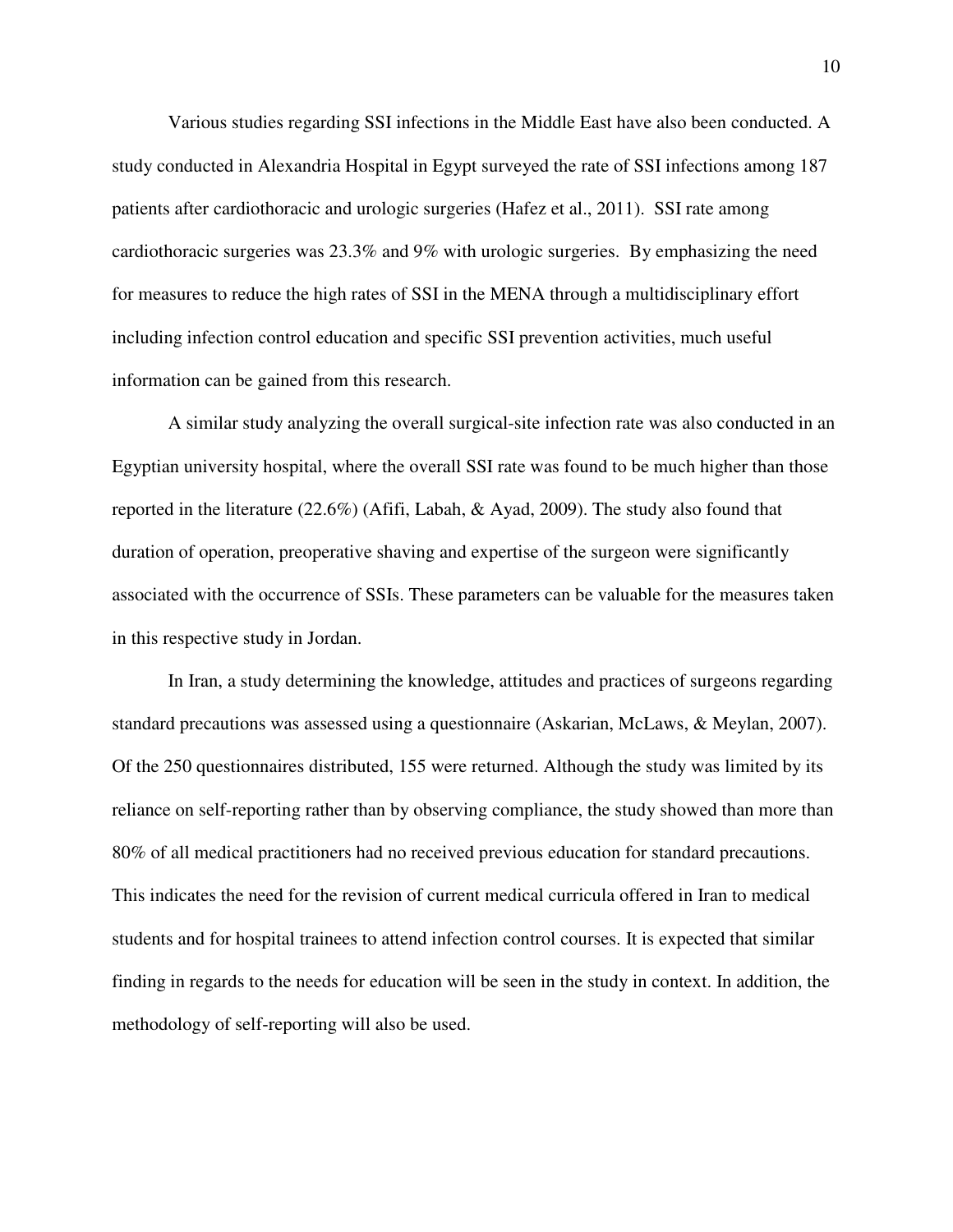Various studies regarding SSI infections in the Middle East have also been conducted. A study conducted in Alexandria Hospital in Egypt surveyed the rate of SSI infections among 187 patients after cardiothoracic and urologic surgeries (Hafez et al., 2011). SSI rate among cardiothoracic surgeries was 23.3% and 9% with urologic surgeries. By emphasizing the need for measures to reduce the high rates of SSI in the MENA through a multidisciplinary effort including infection control education and specific SSI prevention activities, much useful information can be gained from this research.

A similar study analyzing the overall surgical-site infection rate was also conducted in an Egyptian university hospital, where the overall SSI rate was found to be much higher than those reported in the literature (22.6%) (Afifi, Labah, & Ayad, 2009). The study also found that duration of operation, preoperative shaving and expertise of the surgeon were significantly associated with the occurrence of SSIs. These parameters can be valuable for the measures taken in this respective study in Jordan.

In Iran, a study determining the knowledge, attitudes and practices of surgeons regarding standard precautions was assessed using a questionnaire (Askarian, McLaws, & Meylan, 2007). Of the 250 questionnaires distributed, 155 were returned. Although the study was limited by its reliance on self-reporting rather than by observing compliance, the study showed than more than 80% of all medical practitioners had no received previous education for standard precautions. This indicates the need for the revision of current medical curricula offered in Iran to medical students and for hospital trainees to attend infection control courses. It is expected that similar finding in regards to the needs for education will be seen in the study in context. In addition, the methodology of self-reporting will also be used.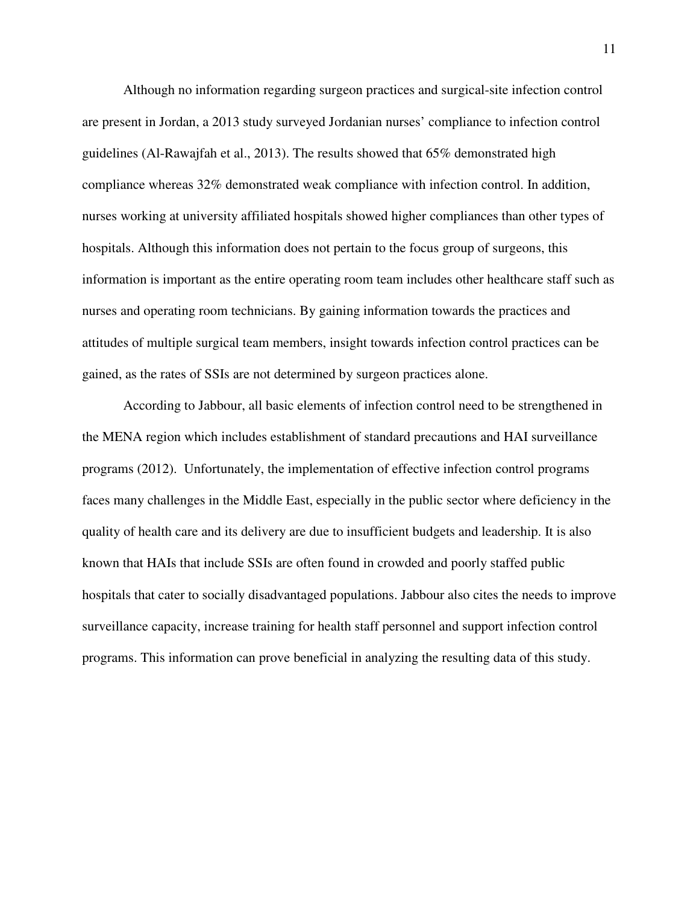Although no information regarding surgeon practices and surgical-site infection control are present in Jordan, a 2013 study surveyed Jordanian nurses' compliance to infection control guidelines (Al-Rawajfah et al., 2013). The results showed that 65% demonstrated high compliance whereas 32% demonstrated weak compliance with infection control. In addition, nurses working at university affiliated hospitals showed higher compliances than other types of hospitals. Although this information does not pertain to the focus group of surgeons, this information is important as the entire operating room team includes other healthcare staff such as nurses and operating room technicians. By gaining information towards the practices and attitudes of multiple surgical team members, insight towards infection control practices can be gained, as the rates of SSIs are not determined by surgeon practices alone.

According to Jabbour, all basic elements of infection control need to be strengthened in the MENA region which includes establishment of standard precautions and HAI surveillance programs (2012). Unfortunately, the implementation of effective infection control programs faces many challenges in the Middle East, especially in the public sector where deficiency in the quality of health care and its delivery are due to insufficient budgets and leadership. It is also known that HAIs that include SSIs are often found in crowded and poorly staffed public hospitals that cater to socially disadvantaged populations. Jabbour also cites the needs to improve surveillance capacity, increase training for health staff personnel and support infection control programs. This information can prove beneficial in analyzing the resulting data of this study.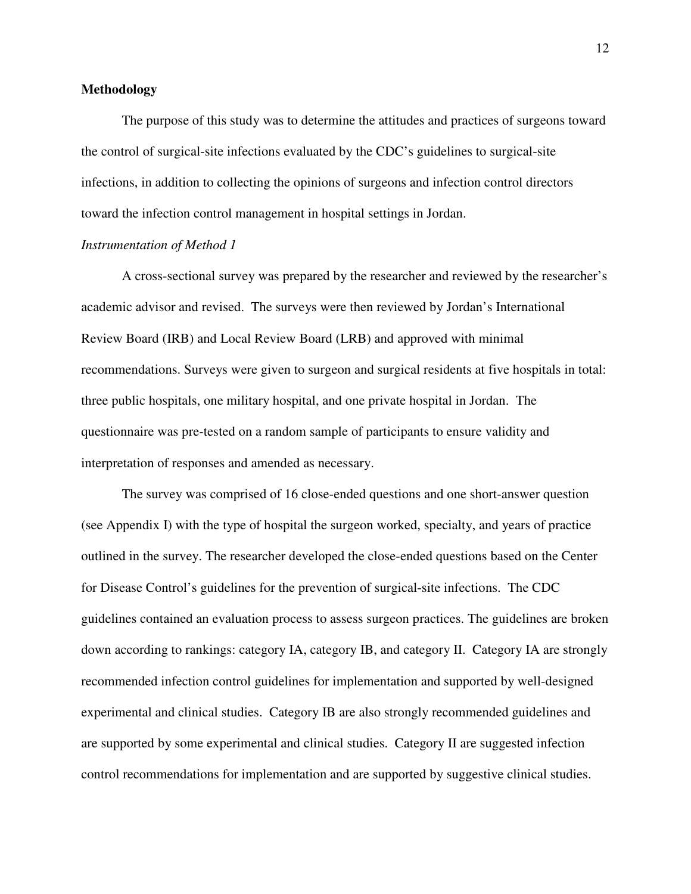**Methodology**

The purpose of this study was to determine the attitudes and practices of surgeons toward the control of surgical-site infections evaluated by the CDC's guidelines to surgical-site infections, in addition to collecting the opinions of surgeons and infection control directors toward the infection control management in hospital settings in Jordan.

*Instrumentation of Method 1*

A cross-sectional survey was prepared by the researcher and reviewed by the researcher's academic advisor and revised. The surveys were then reviewed by Jordan's International Review Board (IRB) and Local Review Board (LRB) and approved with minimal recommendations. Surveys were given to surgeon and surgical residents at five hospitals in total: three public hospitals, one military hospital, and one private hospital in Jordan. The questionnaire was pre-tested on a random sample of participants to ensure validity and interpretation of responses and amended as necessary.

The survey was comprised of 16 close-ended questions and one short-answer question (see Appendix I) with the type of hospital the surgeon worked, specialty, and years of practice outlined in the survey. The researcher developed the close-ended questions based on the Center for Disease Control's guidelines for the prevention of surgical-site infections. The CDC guidelines contained an evaluation process to assess surgeon practices. The guidelines are broken down according to rankings: category IA, category IB, and category II. Category IA are strongly recommended infection control guidelines for implementation and supported by well-designed experimental and clinical studies. Category IB are also strongly recommended guidelines and are supported by some experimental and clinical studies. Category II are suggested infection control recommendations for implementation and are supported by suggestive clinical studies.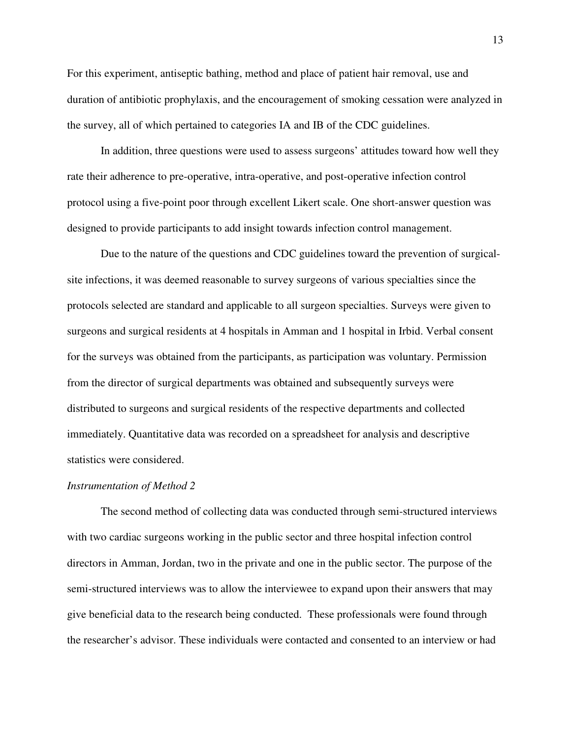For this experiment, antiseptic bathing, method and place of patient hair removal, use and duration of antibiotic prophylaxis, and the encouragement of smoking cessation were analyzed in the survey, all of which pertained to categories IA and IB of the CDC guidelines.

In addition, three questions were used to assess surgeons' attitudes toward how well they rate their adherence to pre-operative, intra-operative, and post-operative infection control protocol using a five-point poor through excellent Likert scale. One short-answer question was designed to provide participants to add insight towards infection control management.

Due to the nature of the questions and CDC guidelines toward the prevention of surgical-site infections, it was deemed reasonable to survey surgeons of various specialties since the protocols selected are standard and applicable to all surgeon specialties. Surveys were given to surgeons and surgical residents at 4 hospitals in Amman and 1 hospital in Irbid. Verbal consent for the surveys was obtained from the participants, as participation was voluntary. Permission from the director of surgical departments was obtained and subsequently surveys were distributed to surgeons and surgical residents of the respective departments and collected immediately. Quantitative data was recorded on a spreadsheet for analysis and descriptive statistics were considered.

*Instrumentation of Method 2*

The second method of collecting data was conducted through semi-structured interviews with two cardiac surgeons working in the public sector and three hospital infection control directors in Amman, Jordan, two in the private and one in the public sector. The purpose of the semi-structured interviews was to allow the interviewee to expand upon their answers that may give beneficial data to the research being conducted. These professionals were found through the researcher's advisor. These individuals were contacted and consented to an interview or had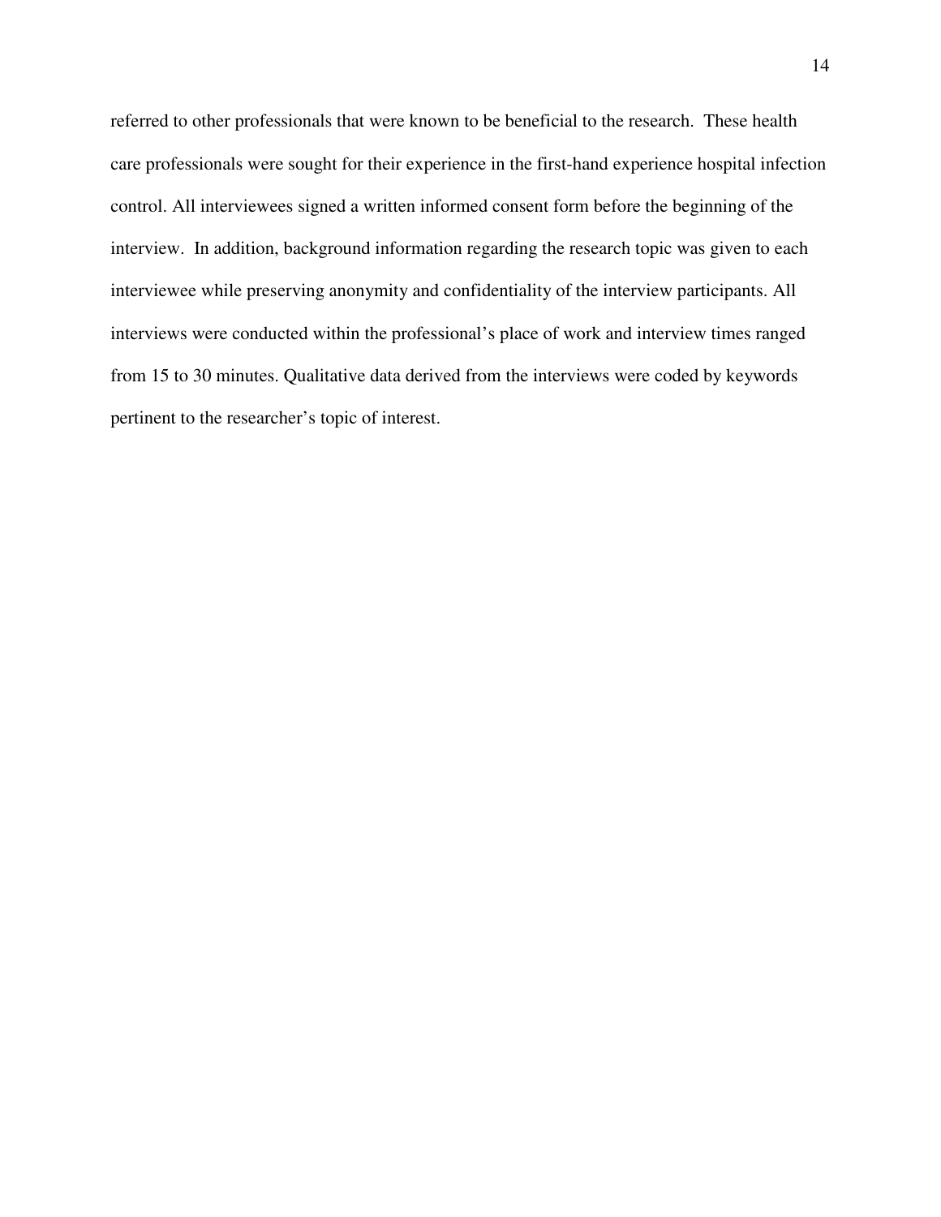referred to other professionals that were known to be beneficial to the research. These health care professionals were sought for their experience in the first-hand experience hospital infection control. All interviewees signed a written informed consent form before the beginning of the interview. In addition, background information regarding the research topic was given to each interviewee while preserving anonymity and confidentiality of the interview participants. All interviews were conducted within the professional's place of work and interview times ranged from 15 to 30 minutes. Qualitative data derived from the interviews were coded by keywords pertinent to the researcher's topic of interest.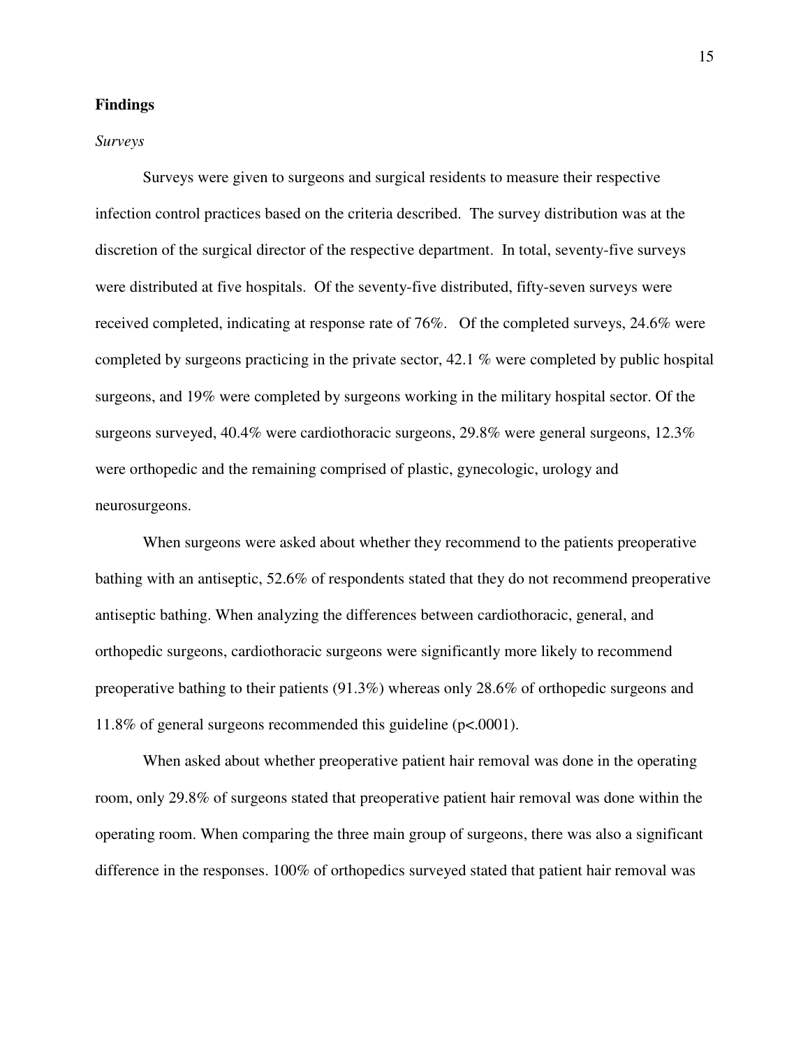## Findings

### *Surveys*

Surveys were given to surgeons and surgical residents to measure their respective infection control practices based on the criteria described. The survey distribution was at the discretion of the surgical director of the respective department. In total, seventy-five surveys were distributed at five hospitals. Of the seventy-five distributed, fifty-seven surveys were received completed, indicating at response rate of 76%. Of the completed surveys, 24.6% were completed by surgeons practicing in the private sector, 42.1 % were completed by public hospital surgeons, and 19% were completed by surgeons working in the military hospital sector. Of the surgeons surveyed, 40.4% were cardiothoracic surgeons, 29.8% were general surgeons, 12.3% were orthopedic and the remaining comprised of plastic, gynecologic, urology and neurosurgeons.

When surgeons were asked about whether they recommend to the patients preoperative bathing with an antiseptic, 52.6% of respondents stated that they do not recommend preoperative antiseptic bathing. When analyzing the differences between cardiothoracic, general, and orthopedic surgeons, cardiothoracic surgeons were significantly more likely to recommend preoperative bathing to their patients (91.3%) whereas only 28.6% of orthopedic surgeons and 11.8% of general surgeons recommended this guideline ($p<.0001$).

When asked about whether preoperative patient hair removal was done in the operating room, only 29.8% of surgeons stated that preoperative patient hair removal was done within the operating room. When comparing the three main group of surgeons, there was also a significant difference in the responses. 100% of orthopedics surveyed stated that patient hair removal was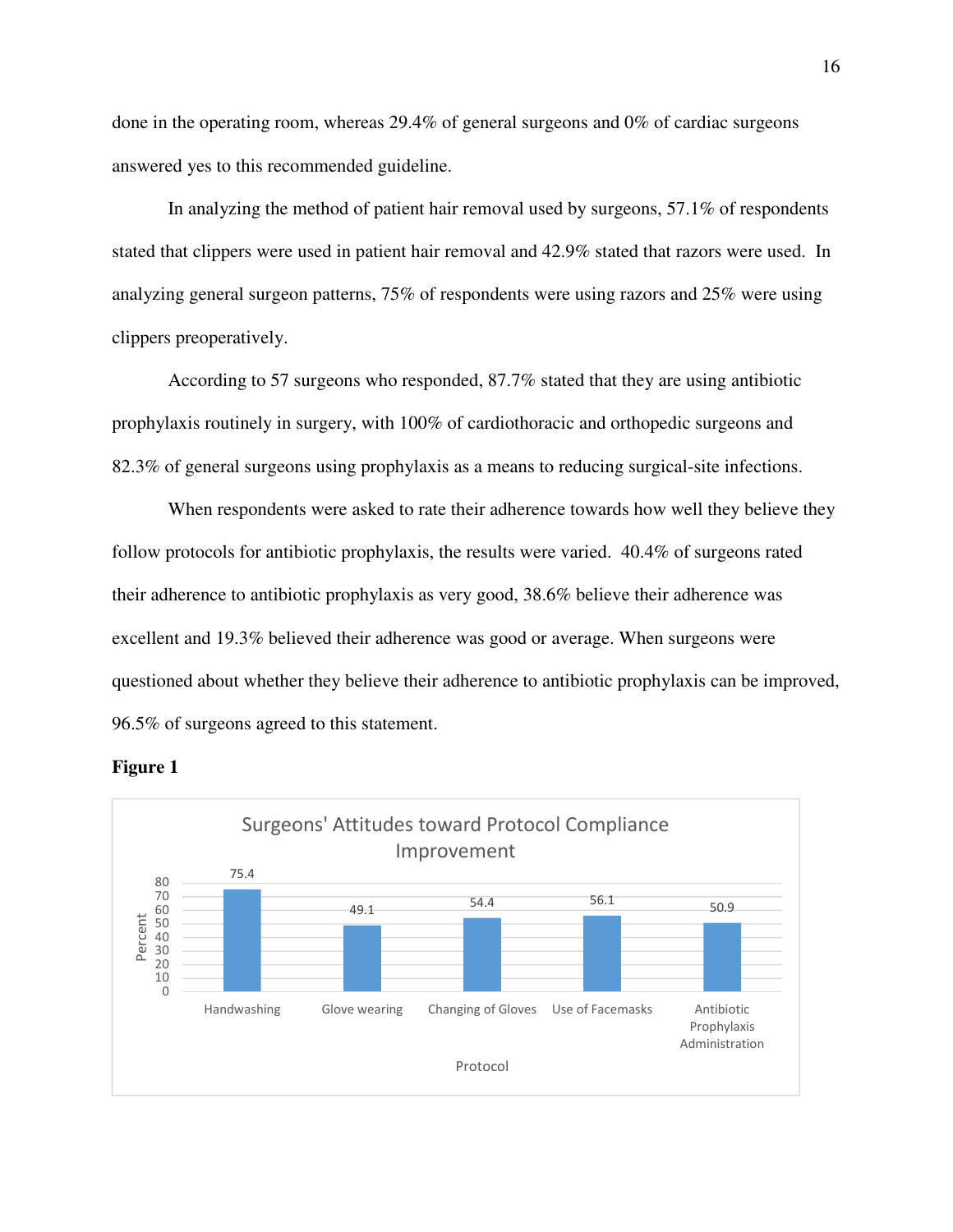done in the operating room, whereas 29.4% of general surgeons and 0% of cardiac surgeons answered yes to this recommended guideline.

In analyzing the method of patient hair removal used by surgeons, 57.1% of respondents stated that clippers were used in patient hair removal and 42.9% stated that razors were used. In analyzing general surgeon patterns, 75% of respondents were using razors and 25% were using clippers preoperatively.

According to 57 surgeons who responded, 87.7% stated that they are using antibiotic prophylaxis routinely in surgery, with 100% of cardiothoracic and orthopedic surgeons and 82.3% of general surgeons using prophylaxis as a means to reducing surgical-site infections.

When respondents were asked to rate their adherence towards how well they believe they follow protocols for antibiotic prophylaxis, the results were varied. 40.4% of surgeons rated their adherence to antibiotic prophylaxis as very good, 38.6% believe their adherence was excellent and 19.3% believed their adherence was good or average. When surgeons were questioned about whether they believe their adherence to antibiotic prophylaxis can be improved, 96.5% of surgeons agreed to this statement.

**Figure 1**

Surgeons' Attitudes toward Protocol Compliance Improvement

| Protocol | Percent |
|---|---|
| Handwashing | 75.4 |
| Glove wearing | 49.1 |
| Changing of Gloves | 54.4 |
| Use of Facemasks | 56.1 |
| Antibiotic Prophylaxis Administration | 50.9 |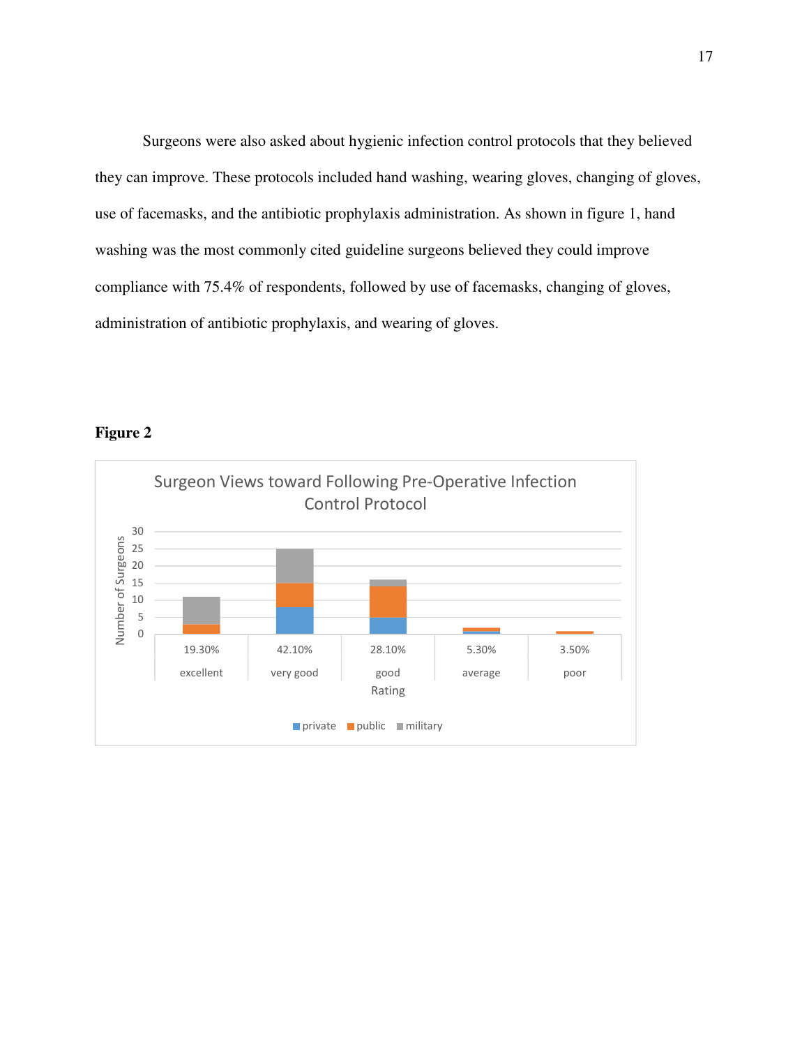Surgeons were also asked about hygienic infection control protocols that they believed they can improve. These protocols included hand washing, wearing gloves, changing of gloves, use of facemasks, and the antibiotic prophylaxis administration. As shown in figure 1, hand washing was the most commonly cited guideline surgeons believed they could improve compliance with 75.4% of respondents, followed by use of facemasks, changing of gloves, administration of antibiotic prophylaxis, and wearing of gloves.

**Figure 2**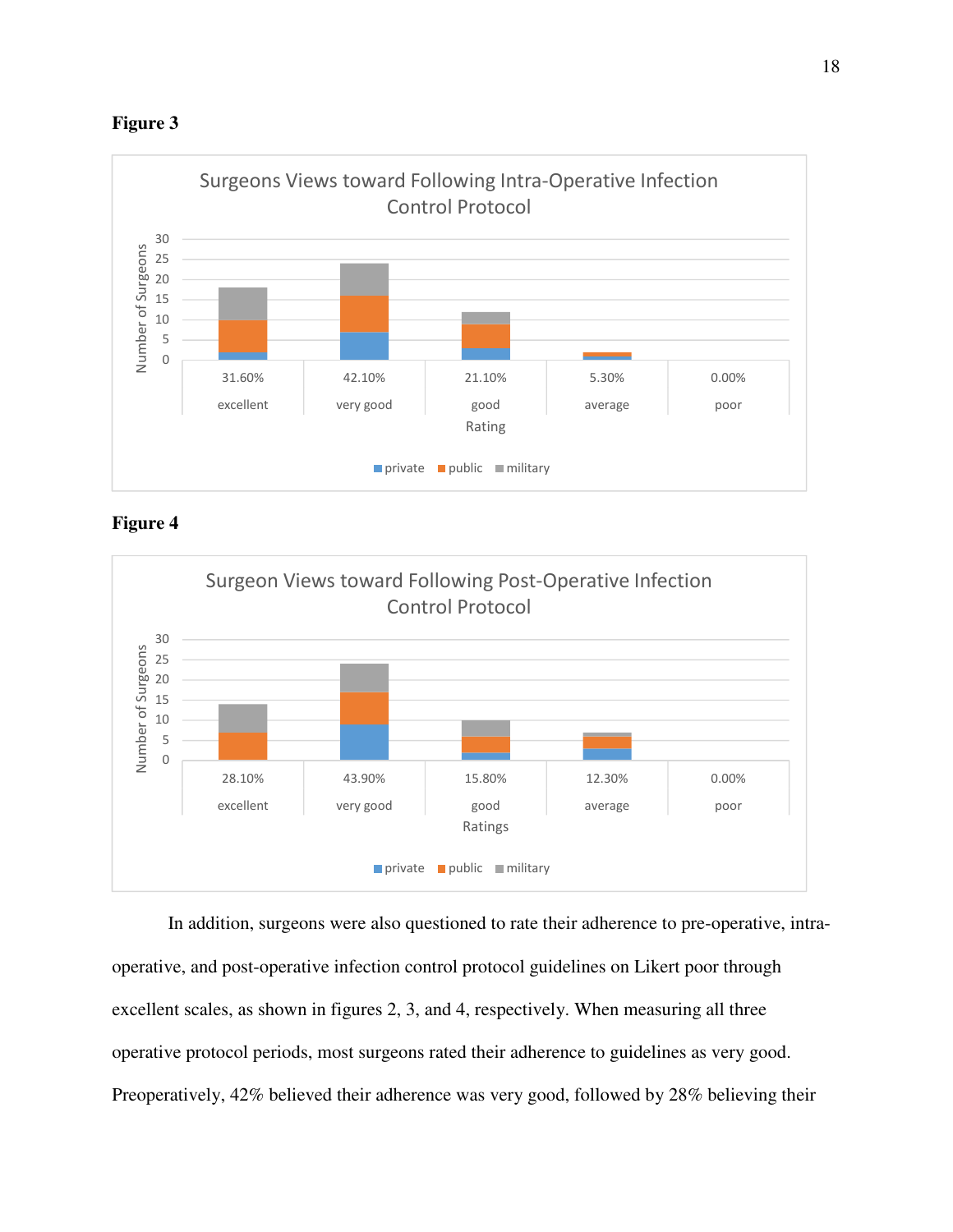**Figure 3**

Surgeons Views toward Following Intra-Operative Infection Control Protocol

| Rating | excellent | very good | good | average | poor |
|---|---|---|---|---|---|
| | 31.60% | 42.10% | 21.10% | 5.30% | 0.00% |

Legend: private, public, military

**Figure 4**

Surgeon Views toward Following Post-Operative Infection Control Protocol

| Ratings | excellent | very good | good | average | poor |
|---|---|---|---|---|---|
| | 28.10% | 43.90% | 15.80% | 12.30% | 0.00% |

Legend: private, public, military

In addition, surgeons were also questioned to rate their adherence to pre-operative, intra-operative, and post-operative infection control protocol guidelines on Likert poor through excellent scales, as shown in figures 2, 3, and 4, respectively. When measuring all three operative protocol periods, most surgeons rated their adherence to guidelines as very good. Preoperatively, 42% believed their adherence was very good, followed by 28% believing their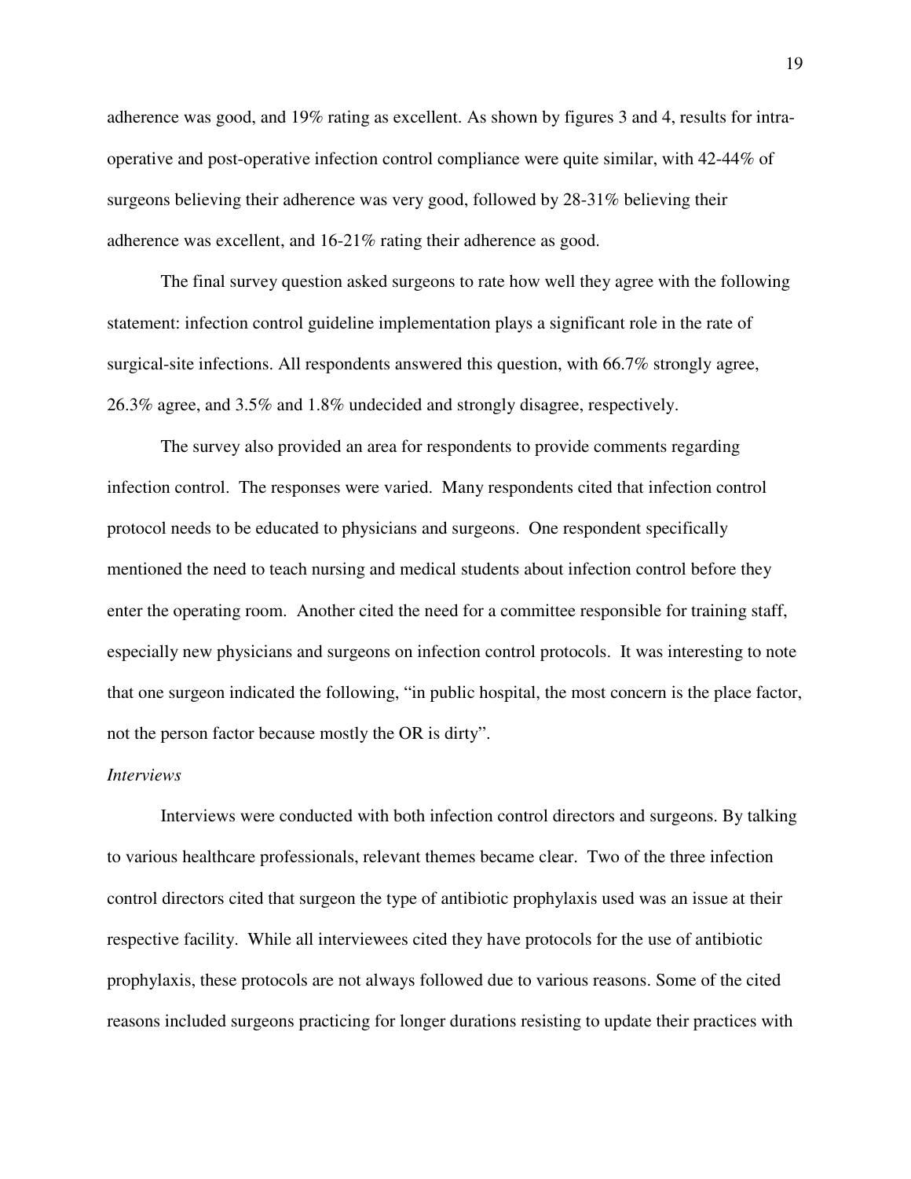adherence was good, and 19% rating as excellent. As shown by figures 3 and 4, results for intra-operative and post-operative infection control compliance were quite similar, with 42-44% of surgeons believing their adherence was very good, followed by 28-31% believing their adherence was excellent, and 16-21% rating their adherence as good.

The final survey question asked surgeons to rate how well they agree with the following statement: infection control guideline implementation plays a significant role in the rate of surgical-site infections. All respondents answered this question, with 66.7% strongly agree, 26.3% agree, and 3.5% and 1.8% undecided and strongly disagree, respectively.

The survey also provided an area for respondents to provide comments regarding infection control. The responses were varied. Many respondents cited that infection control protocol needs to be educated to physicians and surgeons. One respondent specifically mentioned the need to teach nursing and medical students about infection control before they enter the operating room. Another cited the need for a committee responsible for training staff, especially new physicians and surgeons on infection control protocols. It was interesting to note that one surgeon indicated the following, "in public hospital, the most concern is the place factor, not the person factor because mostly the OR is dirty".

*Interviews*

Interviews were conducted with both infection control directors and surgeons. By talking to various healthcare professionals, relevant themes became clear. Two of the three infection control directors cited that surgeon the type of antibiotic prophylaxis used was an issue at their respective facility. While all interviewees cited they have protocols for the use of antibiotic prophylaxis, these protocols are not always followed due to various reasons. Some of the cited reasons included surgeons practicing for longer durations resisting to update their practices with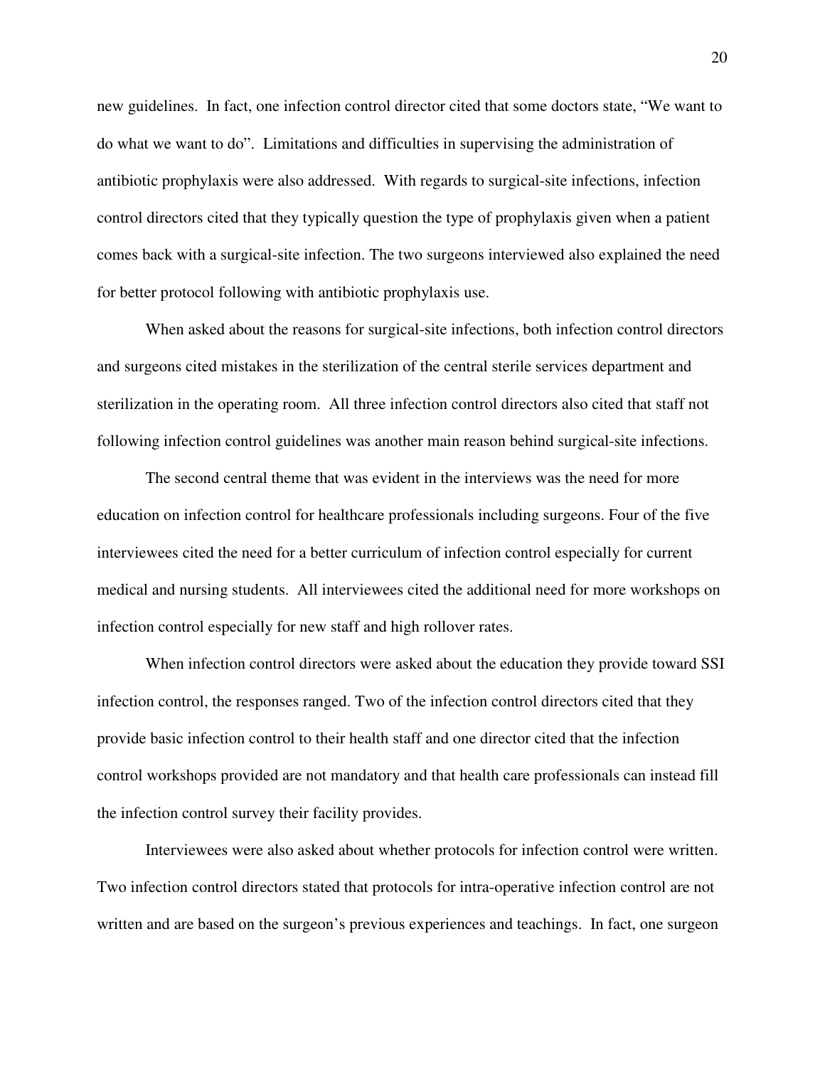new guidelines. In fact, one infection control director cited that some doctors state, "We want to do what we want to do". Limitations and difficulties in supervising the administration of antibiotic prophylaxis were also addressed. With regards to surgical-site infections, infection control directors cited that they typically question the type of prophylaxis given when a patient comes back with a surgical-site infection. The two surgeons interviewed also explained the need for better protocol following with antibiotic prophylaxis use.

When asked about the reasons for surgical-site infections, both infection control directors and surgeons cited mistakes in the sterilization of the central sterile services department and sterilization in the operating room. All three infection control directors also cited that staff not following infection control guidelines was another main reason behind surgical-site infections.

The second central theme that was evident in the interviews was the need for more education on infection control for healthcare professionals including surgeons. Four of the five interviewees cited the need for a better curriculum of infection control especially for current medical and nursing students. All interviewees cited the additional need for more workshops on infection control especially for new staff and high rollover rates.

When infection control directors were asked about the education they provide toward SSI infection control, the responses ranged. Two of the infection control directors cited that they provide basic infection control to their health staff and one director cited that the infection control workshops provided are not mandatory and that health care professionals can instead fill the infection control survey their facility provides.

Interviewees were also asked about whether protocols for infection control were written. Two infection control directors stated that protocols for intra-operative infection control are not written and are based on the surgeon's previous experiences and teachings. In fact, one surgeon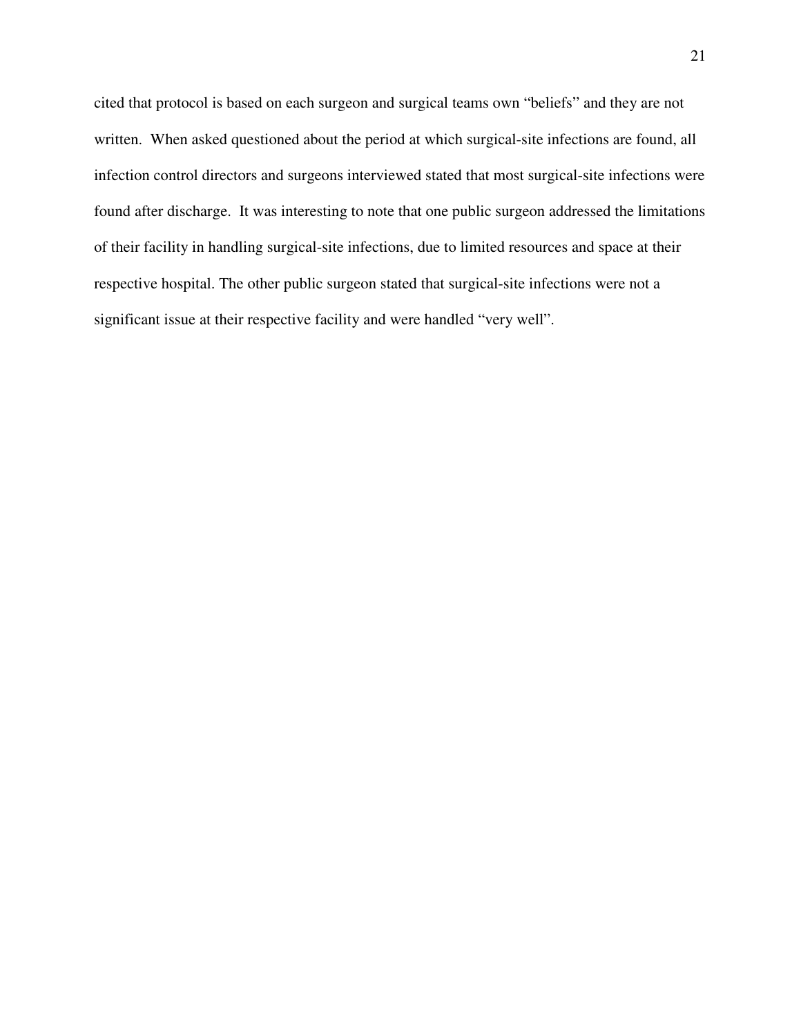cited that protocol is based on each surgeon and surgical teams own “beliefs” and they are not written. When asked questioned about the period at which surgical-site infections are found, all infection control directors and surgeons interviewed stated that most surgical-site infections were found after discharge. It was interesting to note that one public surgeon addressed the limitations of their facility in handling surgical-site infections, due to limited resources and space at their respective hospital. The other public surgeon stated that surgical-site infections were not a significant issue at their respective facility and were handled “very well”.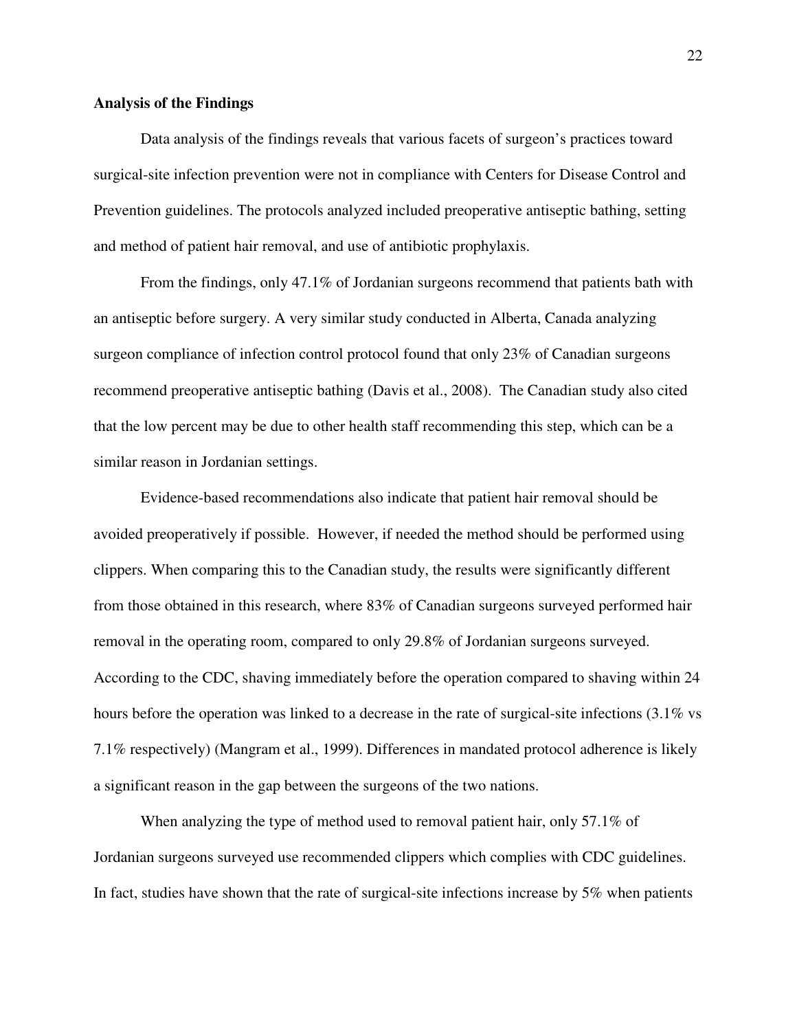**Analysis of the Findings**

Data analysis of the findings reveals that various facets of surgeon's practices toward surgical-site infection prevention were not in compliance with Centers for Disease Control and Prevention guidelines. The protocols analyzed included preoperative antiseptic bathing, setting and method of patient hair removal, and use of antibiotic prophylaxis.

From the findings, only 47.1% of Jordanian surgeons recommend that patients bath with an antiseptic before surgery. A very similar study conducted in Alberta, Canada analyzing surgeon compliance of infection control protocol found that only 23% of Canadian surgeons recommend preoperative antiseptic bathing (Davis et al., 2008). The Canadian study also cited that the low percent may be due to other health staff recommending this step, which can be a similar reason in Jordanian settings.

Evidence-based recommendations also indicate that patient hair removal should be avoided preoperatively if possible. However, if needed the method should be performed using clippers. When comparing this to the Canadian study, the results were significantly different from those obtained in this research, where 83% of Canadian surgeons surveyed performed hair removal in the operating room, compared to only 29.8% of Jordanian surgeons surveyed. According to the CDC, shaving immediately before the operation compared to shaving within 24 hours before the operation was linked to a decrease in the rate of surgical-site infections (3.1% vs 7.1% respectively) (Mangram et al., 1999). Differences in mandated protocol adherence is likely a significant reason in the gap between the surgeons of the two nations.

When analyzing the type of method used to removal patient hair, only 57.1% of Jordanian surgeons surveyed use recommended clippers which complies with CDC guidelines. In fact, studies have shown that the rate of surgical-site infections increase by 5% when patients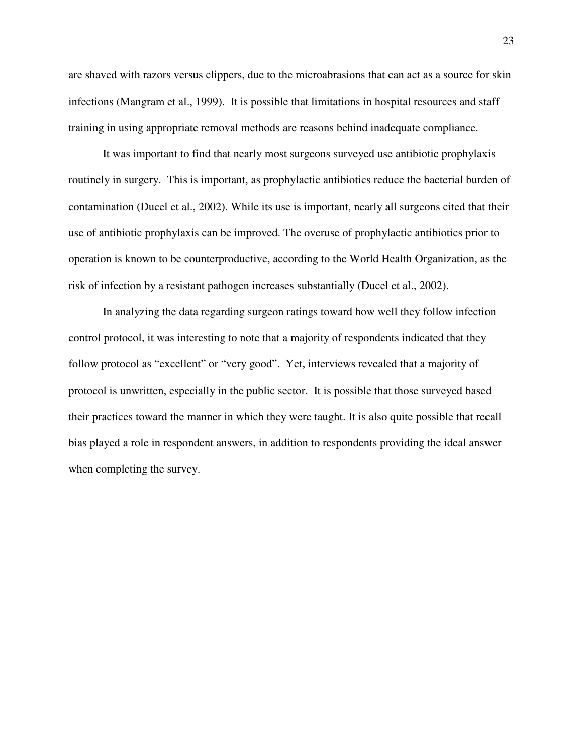are shaved with razors versus clippers, due to the microabrasions that can act as a source for skin infections (Mangram et al., 1999). It is possible that limitations in hospital resources and staff training in using appropriate removal methods are reasons behind inadequate compliance.

It was important to find that nearly most surgeons surveyed use antibiotic prophylaxis routinely in surgery. This is important, as prophylactic antibiotics reduce the bacterial burden of contamination (Ducel et al., 2002). While its use is important, nearly all surgeons cited that their use of antibiotic prophylaxis can be improved. The overuse of prophylactic antibiotics prior to operation is known to be counterproductive, according to the World Health Organization, as the risk of infection by a resistant pathogen increases substantially (Ducel et al., 2002).

In analyzing the data regarding surgeon ratings toward how well they follow infection control protocol, it was interesting to note that a majority of respondents indicated that they follow protocol as "excellent" or "very good". Yet, interviews revealed that a majority of protocol is unwritten, especially in the public sector. It is possible that those surveyed based their practices toward the manner in which they were taught. It is also quite possible that recall bias played a role in respondent answers, in addition to respondents providing the ideal answer when completing the survey.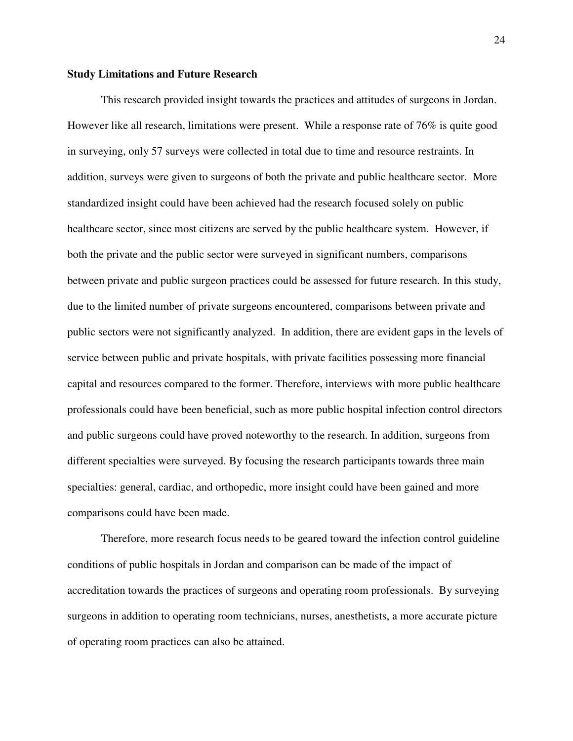**Study Limitations and Future Research**

This research provided insight towards the practices and attitudes of surgeons in Jordan. However like all research, limitations were present. While a response rate of 76% is quite good in surveying, only 57 surveys were collected in total due to time and resource restraints. In addition, surveys were given to surgeons of both the private and public healthcare sector. More standardized insight could have been achieved had the research focused solely on public healthcare sector, since most citizens are served by the public healthcare system. However, if both the private and the public sector were surveyed in significant numbers, comparisons between private and public surgeon practices could be assessed for future research. In this study, due to the limited number of private surgeons encountered, comparisons between private and public sectors were not significantly analyzed. In addition, there are evident gaps in the levels of service between public and private hospitals, with private facilities possessing more financial capital and resources compared to the former. Therefore, interviews with more public healthcare professionals could have been beneficial, such as more public hospital infection control directors and public surgeons could have proved noteworthy to the research. In addition, surgeons from different specialties were surveyed. By focusing the research participants towards three main specialties: general, cardiac, and orthopedic, more insight could have been gained and more comparisons could have been made.

Therefore, more research focus needs to be geared toward the infection control guideline conditions of public hospitals in Jordan and comparison can be made of the impact of accreditation towards the practices of surgeons and operating room professionals. By surveying surgeons in addition to operating room technicians, nurses, anesthetists, a more accurate picture of operating room practices can also be attained.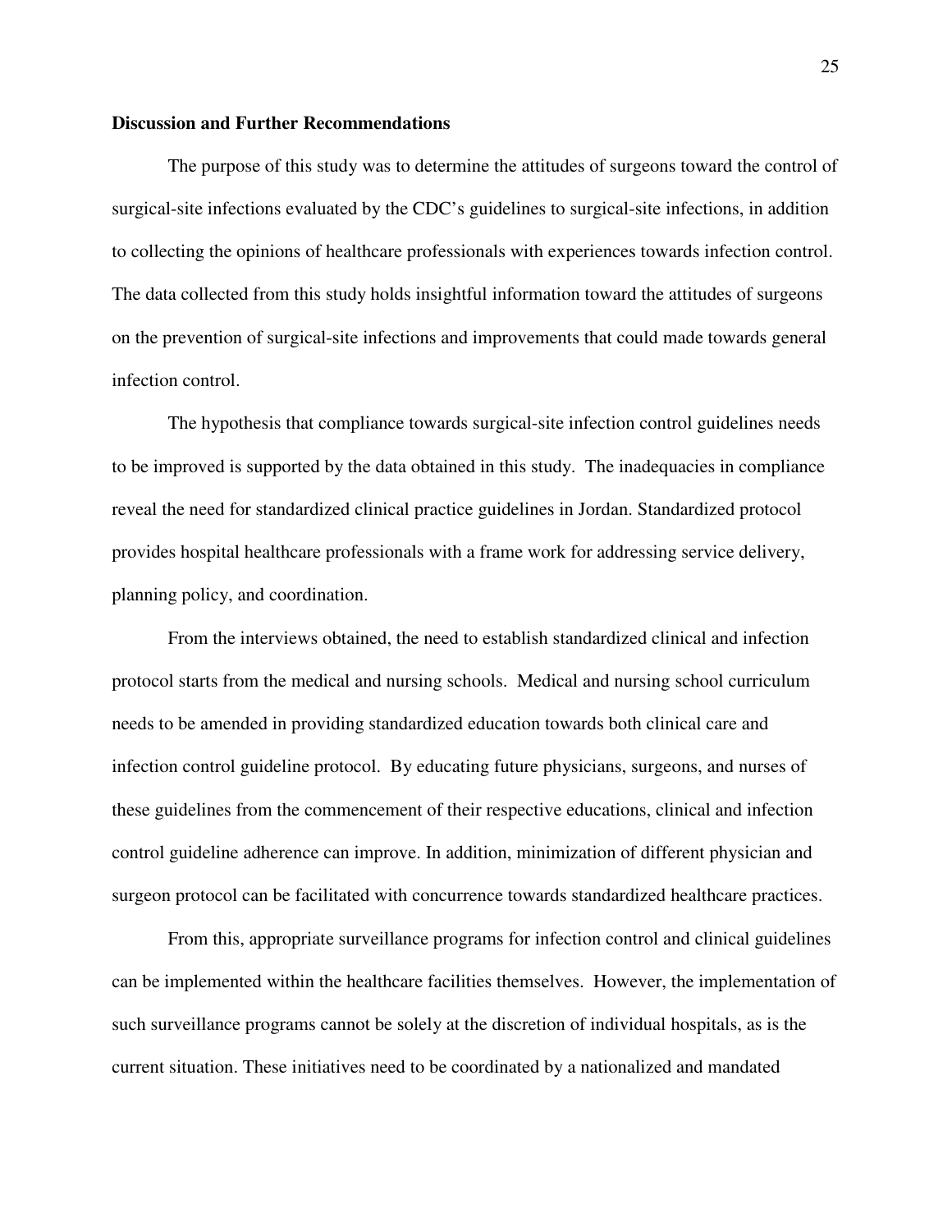**Discussion and Further Recommendations**

The purpose of this study was to determine the attitudes of surgeons toward the control of surgical-site infections evaluated by the CDC's guidelines to surgical-site infections, in addition to collecting the opinions of healthcare professionals with experiences towards infection control. The data collected from this study holds insightful information toward the attitudes of surgeons on the prevention of surgical-site infections and improvements that could made towards general infection control.

The hypothesis that compliance towards surgical-site infection control guidelines needs to be improved is supported by the data obtained in this study. The inadequacies in compliance reveal the need for standardized clinical practice guidelines in Jordan. Standardized protocol provides hospital healthcare professionals with a frame work for addressing service delivery, planning policy, and coordination.

From the interviews obtained, the need to establish standardized clinical and infection protocol starts from the medical and nursing schools. Medical and nursing school curriculum needs to be amended in providing standardized education towards both clinical care and infection control guideline protocol. By educating future physicians, surgeons, and nurses of these guidelines from the commencement of their respective educations, clinical and infection control guideline adherence can improve. In addition, minimization of different physician and surgeon protocol can be facilitated with concurrence towards standardized healthcare practices.

From this, appropriate surveillance programs for infection control and clinical guidelines can be implemented within the healthcare facilities themselves. However, the implementation of such surveillance programs cannot be solely at the discretion of individual hospitals, as is the current situation. These initiatives need to be coordinated by a nationalized and mandated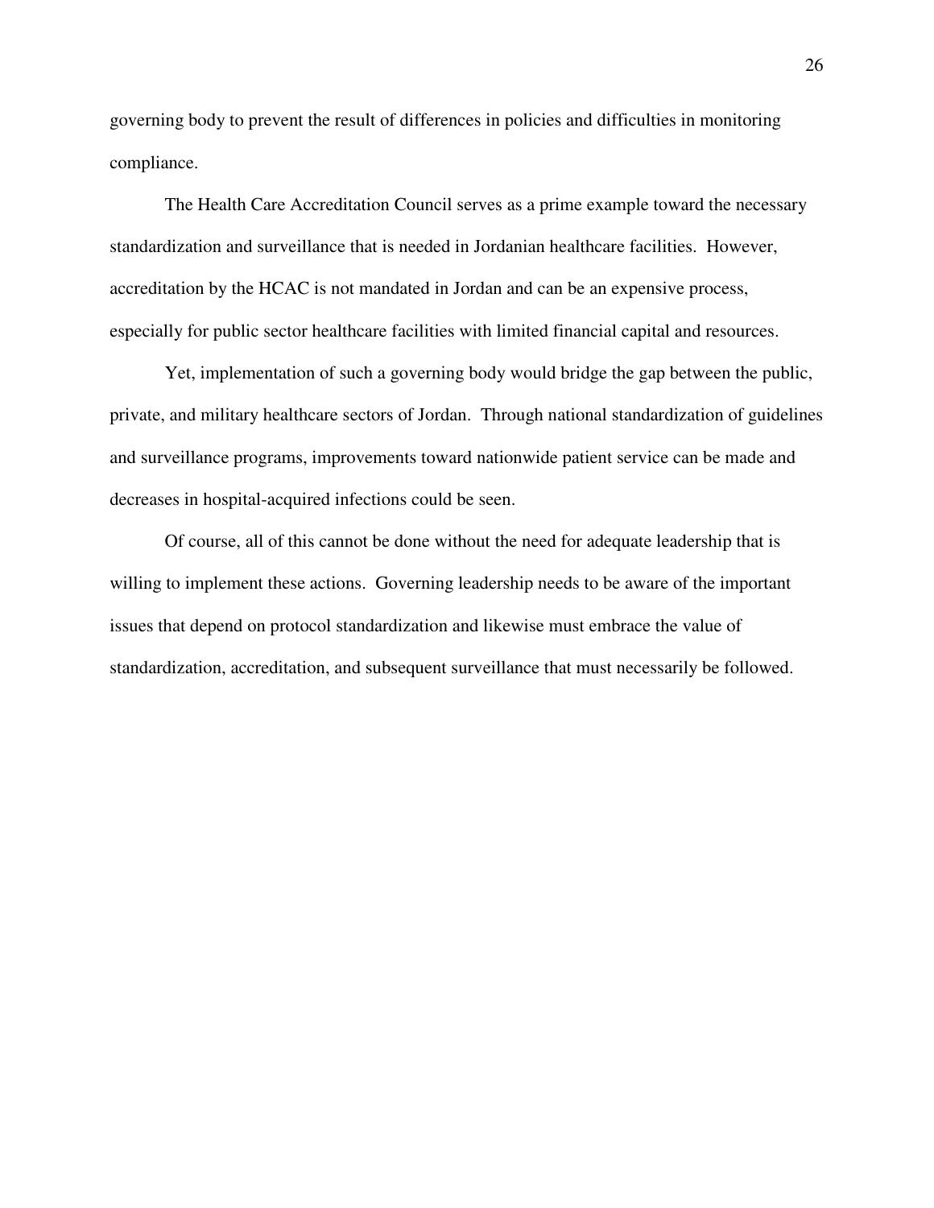governing body to prevent the result of differences in policies and difficulties in monitoring compliance.

The Health Care Accreditation Council serves as a prime example toward the necessary standardization and surveillance that is needed in Jordanian healthcare facilities. However, accreditation by the HCAC is not mandated in Jordan and can be an expensive process, especially for public sector healthcare facilities with limited financial capital and resources.

Yet, implementation of such a governing body would bridge the gap between the public, private, and military healthcare sectors of Jordan. Through national standardization of guidelines and surveillance programs, improvements toward nationwide patient service can be made and decreases in hospital-acquired infections could be seen.

Of course, all of this cannot be done without the need for adequate leadership that is willing to implement these actions. Governing leadership needs to be aware of the important issues that depend on protocol standardization and likewise must embrace the value of standardization, accreditation, and subsequent surveillance that must necessarily be followed.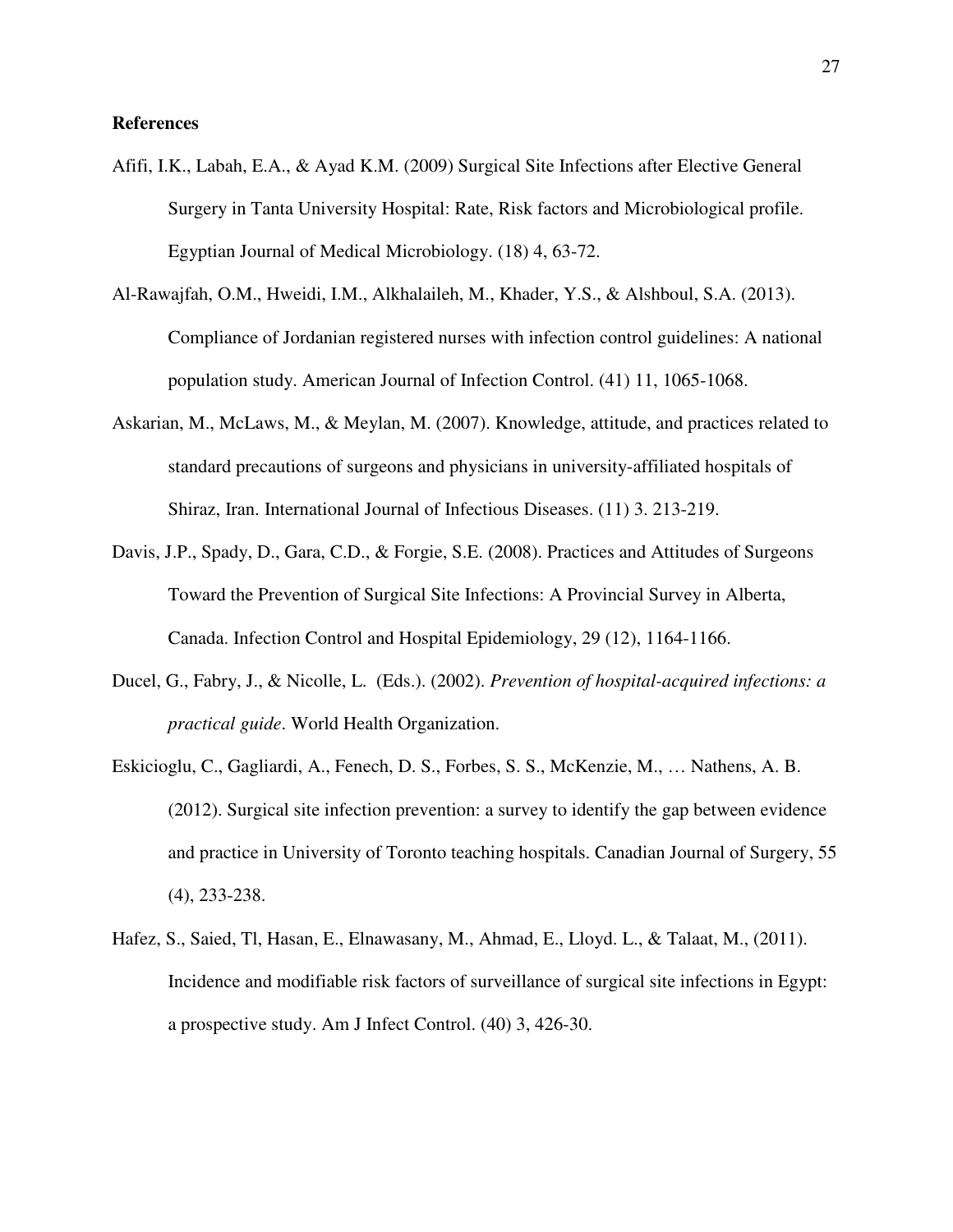**References**

Afifi, I.K., Labah, E.A., & Ayad K.M. (2009) Surgical Site Infections after Elective General Surgery in Tanta University Hospital: Rate, Risk factors and Microbiological profile. Egyptian Journal of Medical Microbiology. (18) 4, 63-72.

Al-Rawajfah, O.M., Hweidi, I.M., Alkhalaileh, M., Khader, Y.S., & Alshboul, S.A. (2013). Compliance of Jordanian registered nurses with infection control guidelines: A national population study. American Journal of Infection Control. (41) 11, 1065-1068.

Askarian, M., McLaws, M., & Meylan, M. (2007). Knowledge, attitude, and practices related to standard precautions of surgeons and physicians in university-affiliated hospitals of Shiraz, Iran. International Journal of Infectious Diseases. (11) 3. 213-219.

Davis, J.P., Spady, D., Gara, C.D., & Forgie, S.E. (2008). Practices and Attitudes of Surgeons Toward the Prevention of Surgical Site Infections: A Provincial Survey in Alberta, Canada. Infection Control and Hospital Epidemiology, 29 (12), 1164-1166.

Ducel, G., Fabry, J., & Nicolle, L. (Eds.). (2002). *Prevention of hospital-acquired infections: a practical guide*. World Health Organization.

Eskicioglu, C., Gagliardi, A., Fenech, D. S., Forbes, S. S., McKenzie, M., … Nathens, A. B. (2012). Surgical site infection prevention: a survey to identify the gap between evidence and practice in University of Toronto teaching hospitals. Canadian Journal of Surgery, 55 (4), 233-238.

Hafez, S., Saied, Tl, Hasan, E., Elnawasany, M., Ahmad, E., Lloyd. L., & Talaat, M., (2011). Incidence and modifiable risk factors of surveillance of surgical site infections in Egypt: a prospective study. Am J Infect Control. (40) 3, 426-30.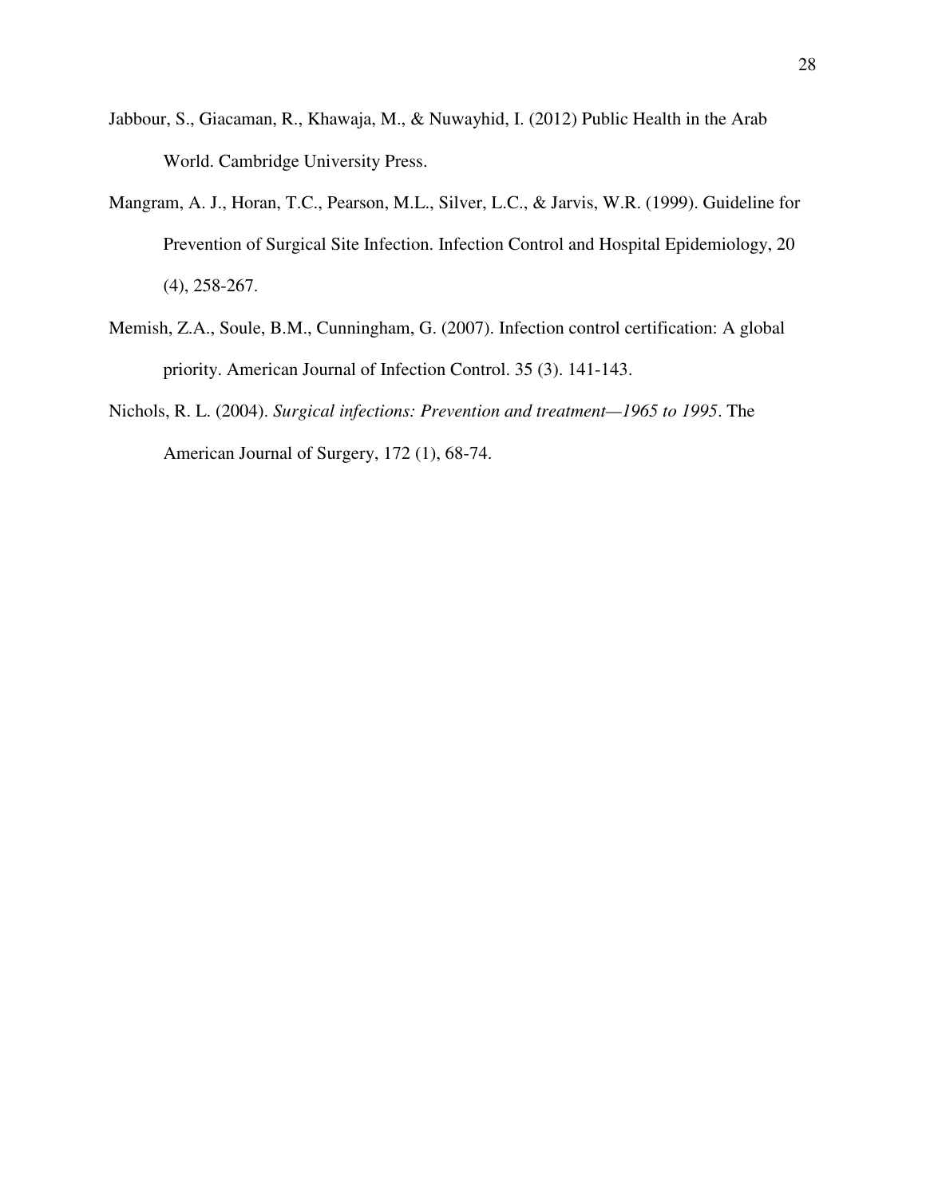Jabbour, S., Giacaman, R., Khawaja, M., & Nuwayhid, I. (2012) Public Health in the Arab World. Cambridge University Press.

Mangram, A. J., Horan, T.C., Pearson, M.L., Silver, L.C., & Jarvis, W.R. (1999). Guideline for Prevention of Surgical Site Infection. Infection Control and Hospital Epidemiology, 20 (4), 258-267.

Memish, Z.A., Soule, B.M., Cunningham, G. (2007). Infection control certification: A global priority. American Journal of Infection Control. 35 (3). 141-143.

Nichols, R. L. (2004). *Surgical infections: Prevention and treatment—1965 to 1995*. The American Journal of Surgery, 172 (1), 68-74.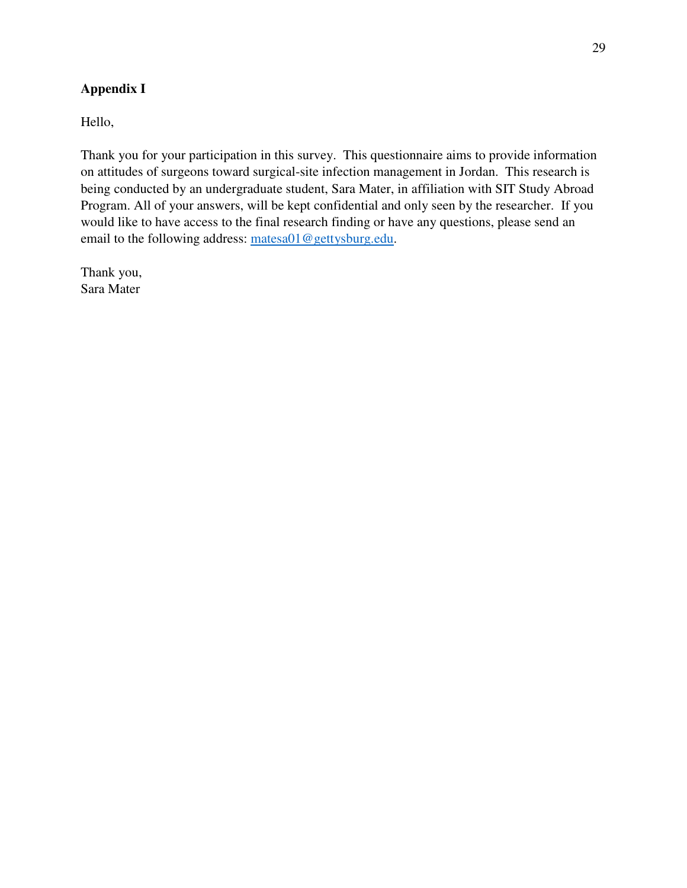**Appendix I**

Hello,

Thank you for your participation in this survey. This questionnaire aims to provide information on attitudes of surgeons toward surgical-site infection management in Jordan. This research is being conducted by an undergraduate student, Sara Mater, in affiliation with SIT Study Abroad Program. All of your answers, will be kept confidential and only seen by the researcher. If you would like to have access to the final research finding or have any questions, please send an email to the following address: matesa01@gettysburg.edu.

Thank you,
Sara Mater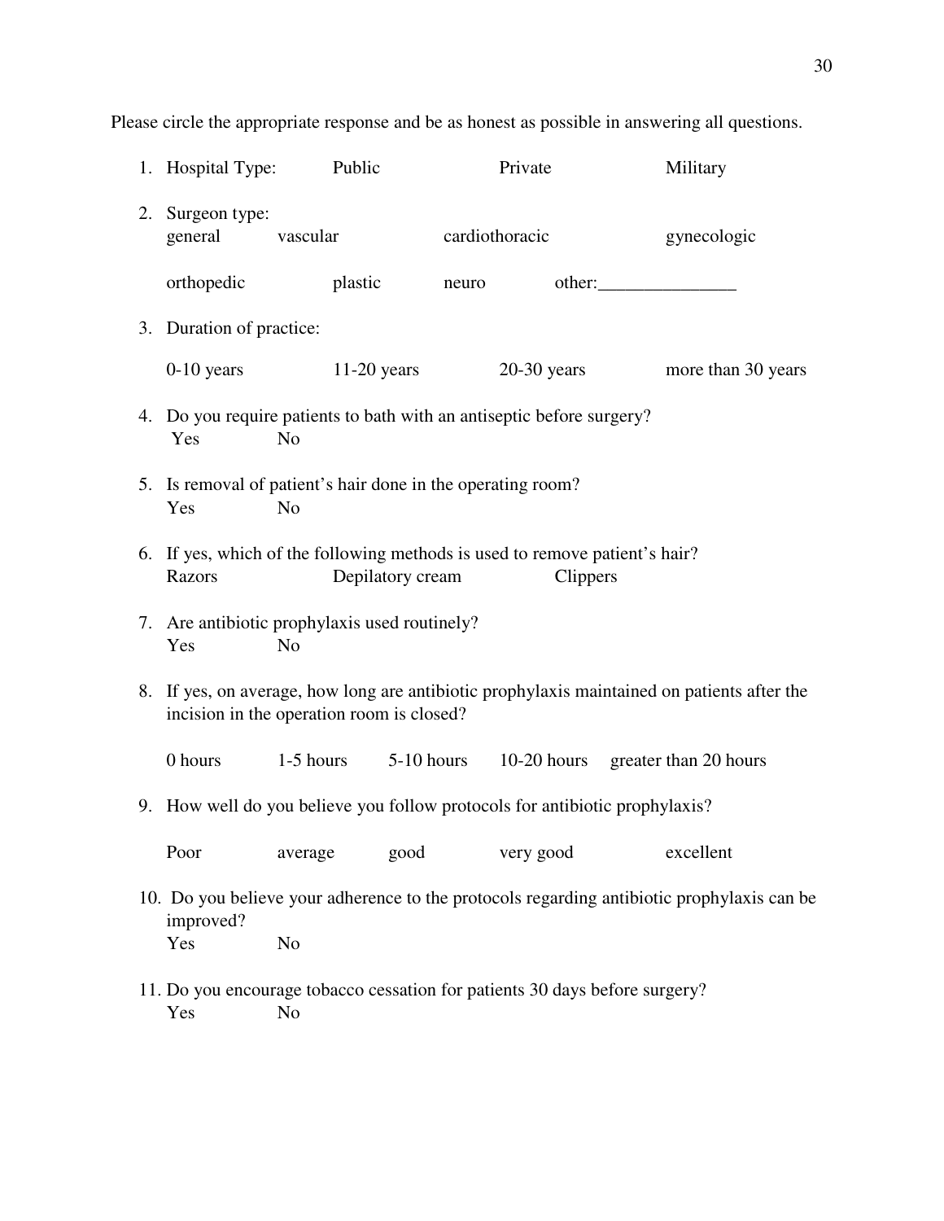Please circle the appropriate response and be as honest as possible in answering all questions.

1. Hospital Type: Public Private Military

2. Surgeon type:
   general vascular cardiothoracic gynecologic

   orthopedic plastic neuro other:_______________

3. Duration of practice:

   0-10 years 11-20 years 20-30 years more than 30 years

4. Do you require patients to bath with an antiseptic before surgery?
   Yes No

5. Is removal of patient's hair done in the operating room?
   Yes No

6. If yes, which of the following methods is used to remove patient's hair?
   Razors Depilatory cream Clippers

7. Are antibiotic prophylaxis used routinely?
   Yes No

8. If yes, on average, how long are antibiotic prophylaxis maintained on patients after the incision in the operation room is closed?

   0 hours 1-5 hours 5-10 hours 10-20 hours greater than 20 hours

9. How well do you believe you follow protocols for antibiotic prophylaxis?

   Poor average good very good excellent

10. Do you believe your adherence to the protocols regarding antibiotic prophylaxis can be improved?
    Yes No

11. Do you encourage tobacco cessation for patients 30 days before surgery?
    Yes No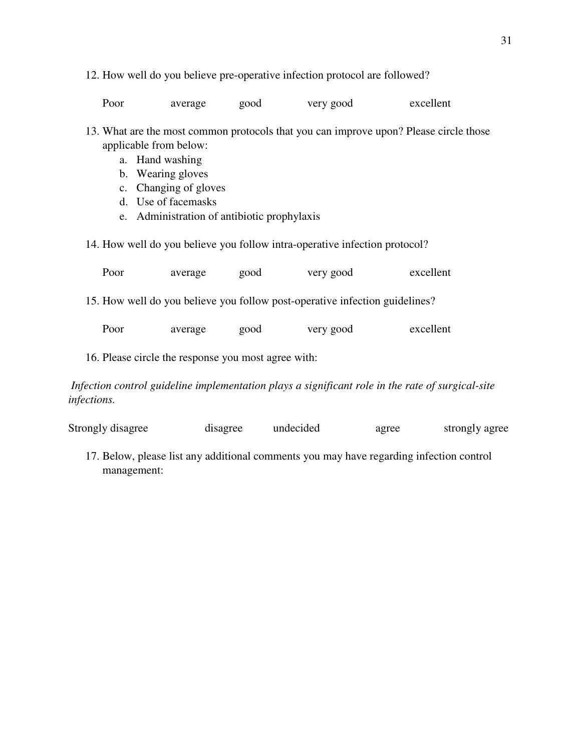12. How well do you believe pre-operative infection protocol are followed?

    Poor          average          good          very good          excellent

13. What are the most common protocols that you can improve upon? Please circle those applicable from below:
    a. Hand washing
    b. Wearing gloves
    c. Changing of gloves
    d. Use of facemasks
    e. Administration of antibiotic prophylaxis

14. How well do you believe you follow intra-operative infection protocol?

    Poor          average          good          very good          excellent

15. How well do you believe you follow post-operative infection guidelines?

    Poor          average          good          very good          excellent

16. Please circle the response you most agree with:

*Infection control guideline implementation plays a significant role in the rate of surgical-site infections.*

Strongly disagree          disagree          undecided          agree          strongly agree

17. Below, please list any additional comments you may have regarding infection control management: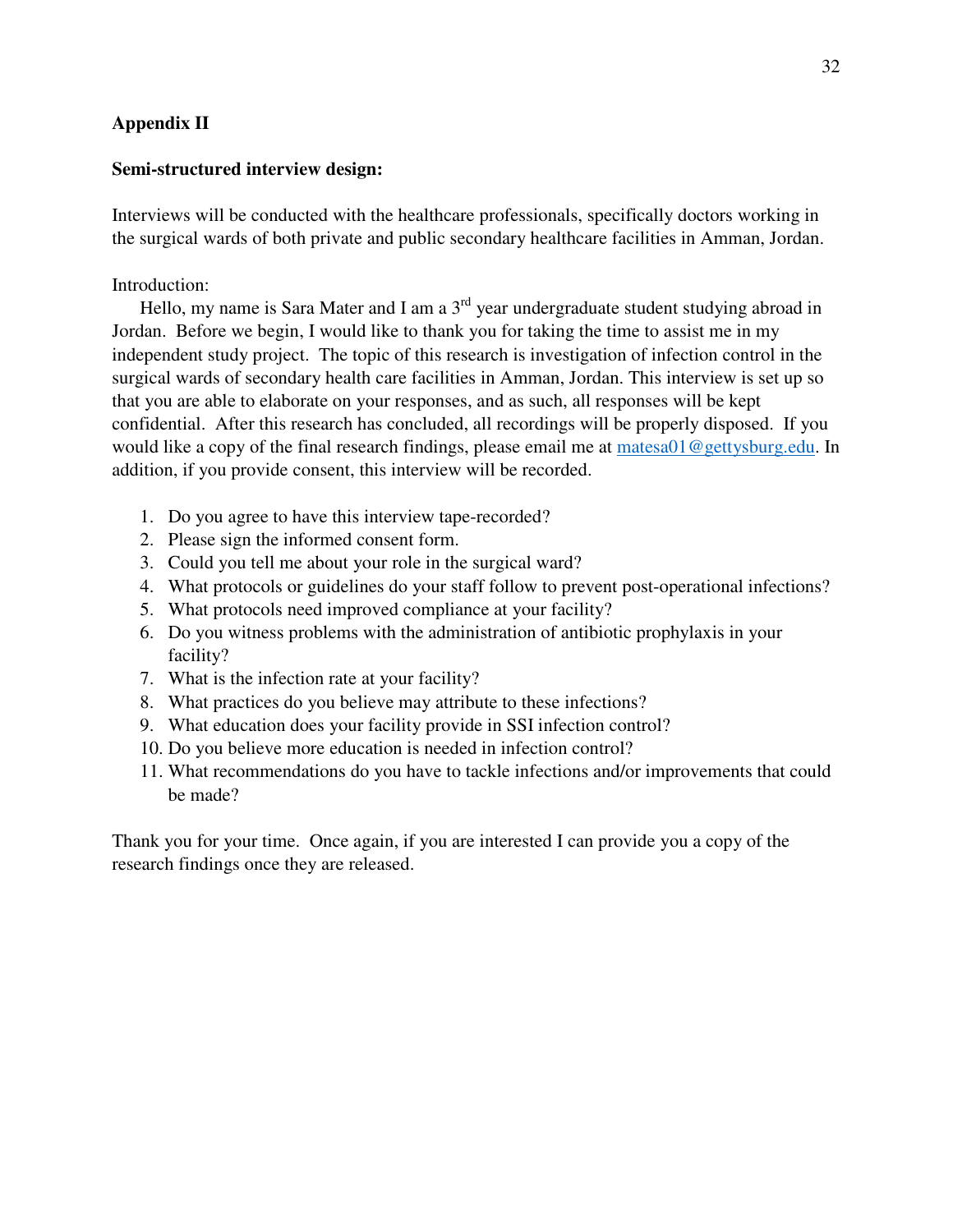**Appendix II**

**Semi-structured interview design:**

Interviews will be conducted with the healthcare professionals, specifically doctors working in the surgical wards of both private and public secondary healthcare facilities in Amman, Jordan.

Introduction:

Hello, my name is Sara Mater and I am a 3rd year undergraduate student studying abroad in Jordan. Before we begin, I would like to thank you for taking the time to assist me in my independent study project. The topic of this research is investigation of infection control in the surgical wards of secondary health care facilities in Amman, Jordan. This interview is set up so that you are able to elaborate on your responses, and as such, all responses will be kept confidential. After this research has concluded, all recordings will be properly disposed. If you would like a copy of the final research findings, please email me at matesa01@gettysburg.edu. In addition, if you provide consent, this interview will be recorded.

1. Do you agree to have this interview tape-recorded?
2. Please sign the informed consent form.
3. Could you tell me about your role in the surgical ward?
4. What protocols or guidelines do your staff follow to prevent post-operational infections?
5. What protocols need improved compliance at your facility?
6. Do you witness problems with the administration of antibiotic prophylaxis in your facility?
7. What is the infection rate at your facility?
8. What practices do you believe may attribute to these infections?
9. What education does your facility provide in SSI infection control?
10. Do you believe more education is needed in infection control?
11. What recommendations do you have to tackle infections and/or improvements that could be made?

Thank you for your time. Once again, if you are interested I can provide you a copy of the research findings once they are released.